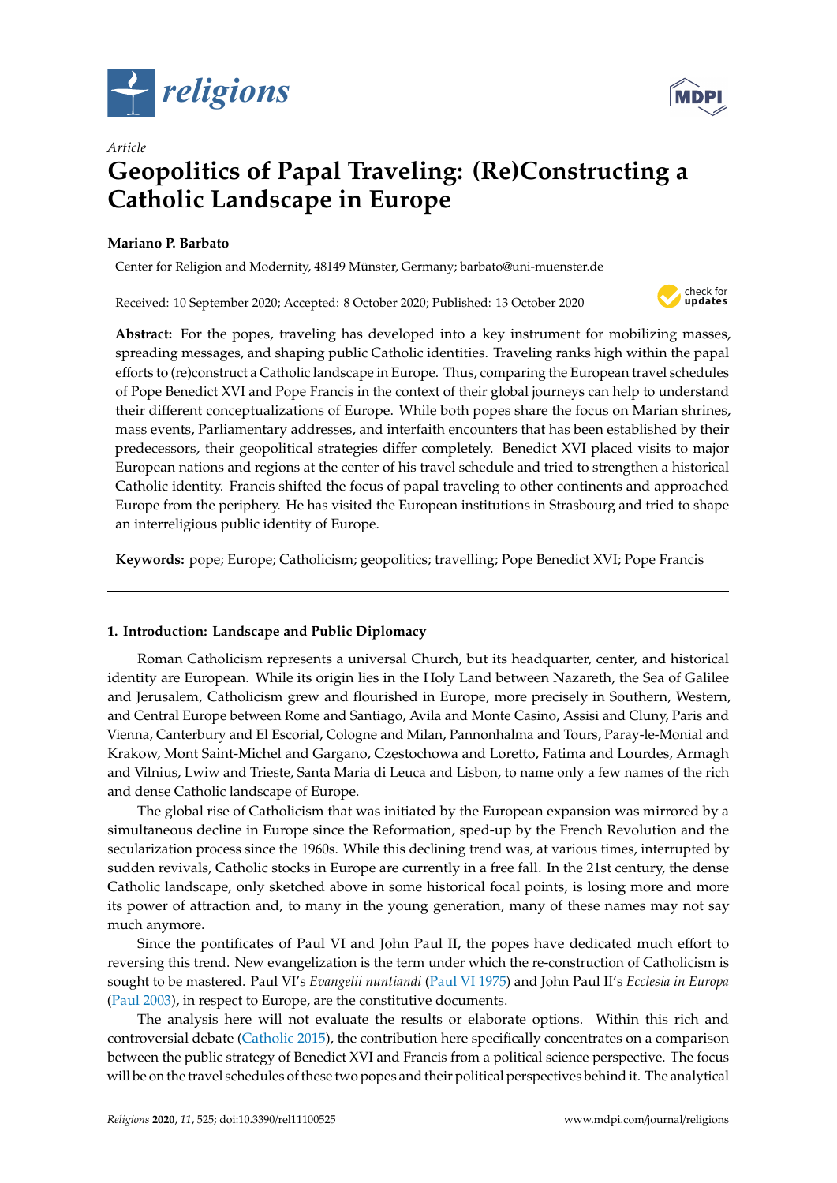*Article*

# Geopolitics of Papal Traveling: (Re)Constructing a Catholic Landscape in Europe

**Mariano P. Barbato**

Center for Religion and Modernity, 48149 Münster, Germany; barbato@uni-muenster.de

Received: 10 September 2020; Accepted: 8 October 2020; Published: 13 October 2020

**Abstract:** For the popes, traveling has developed into a key instrument for mobilizing masses, spreading messages, and shaping public Catholic identities. Traveling ranks high within the papal efforts to (re)construct a Catholic landscape in Europe. Thus, comparing the European travel schedules of Pope Benedict XVI and Pope Francis in the context of their global journeys can help to understand their different conceptualizations of Europe. While both popes share the focus on Marian shrines, mass events, Parliamentary addresses, and interfaith encounters that has been established by their predecessors, their geopolitical strategies differ completely. Benedict XVI placed visits to major European nations and regions at the center of his travel schedule and tried to strengthen a historical Catholic identity. Francis shifted the focus of papal traveling to other continents and approached Europe from the periphery. He has visited the European institutions in Strasbourg and tried to shape an interreligious public identity of Europe.

**Keywords:** pope; Europe; Catholicism; geopolitics; travelling; Pope Benedict XVI; Pope Francis

## 1. Introduction: Landscape and Public Diplomacy

Roman Catholicism represents a universal Church, but its headquarter, center, and historical identity are European. While its origin lies in the Holy Land between Nazareth, the Sea of Galilee and Jerusalem, Catholicism grew and flourished in Europe, more precisely in Southern, Western, and Central Europe between Rome and Santiago, Avila and Monte Casino, Assisi and Cluny, Paris and Vienna, Canterbury and El Escorial, Cologne and Milan, Pannonhalma and Tours, Paray-le-Monial and Krakow, Mont Saint-Michel and Gargano, Częstochowa and Loretto, Fatima and Lourdes, Armagh and Vilnius, Lwiw and Trieste, Santa Maria di Leuca and Lisbon, to name only a few names of the rich and dense Catholic landscape of Europe.

The global rise of Catholicism that was initiated by the European expansion was mirrored by a simultaneous decline in Europe since the Reformation, sped-up by the French Revolution and the secularization process since the 1960s. While this declining trend was, at various times, interrupted by sudden revivals, Catholic stocks in Europe are currently in a free fall. In the 21st century, the dense Catholic landscape, only sketched above in some historical focal points, is losing more and more its power of attraction and, to many in the young generation, many of these names may not say much anymore.

Since the pontificates of Paul VI and John Paul II, the popes have dedicated much effort to reversing this trend. New evangelization is the term under which the re-construction of Catholicism is sought to be mastered. Paul VI's *Evangelii nuntiandi* (Paul VI 1975) and John Paul II's *Ecclesia in Europa* (Paul 2003), in respect to Europe, are the constitutive documents.

The analysis here will not evaluate the results or elaborate options. Within this rich and controversial debate (Catholic 2015), the contribution here specifically concentrates on a comparison between the public strategy of Benedict XVI and Francis from a political science perspective. The focus will be on the travel schedules of these two popes and their political perspectives behind it. The analytical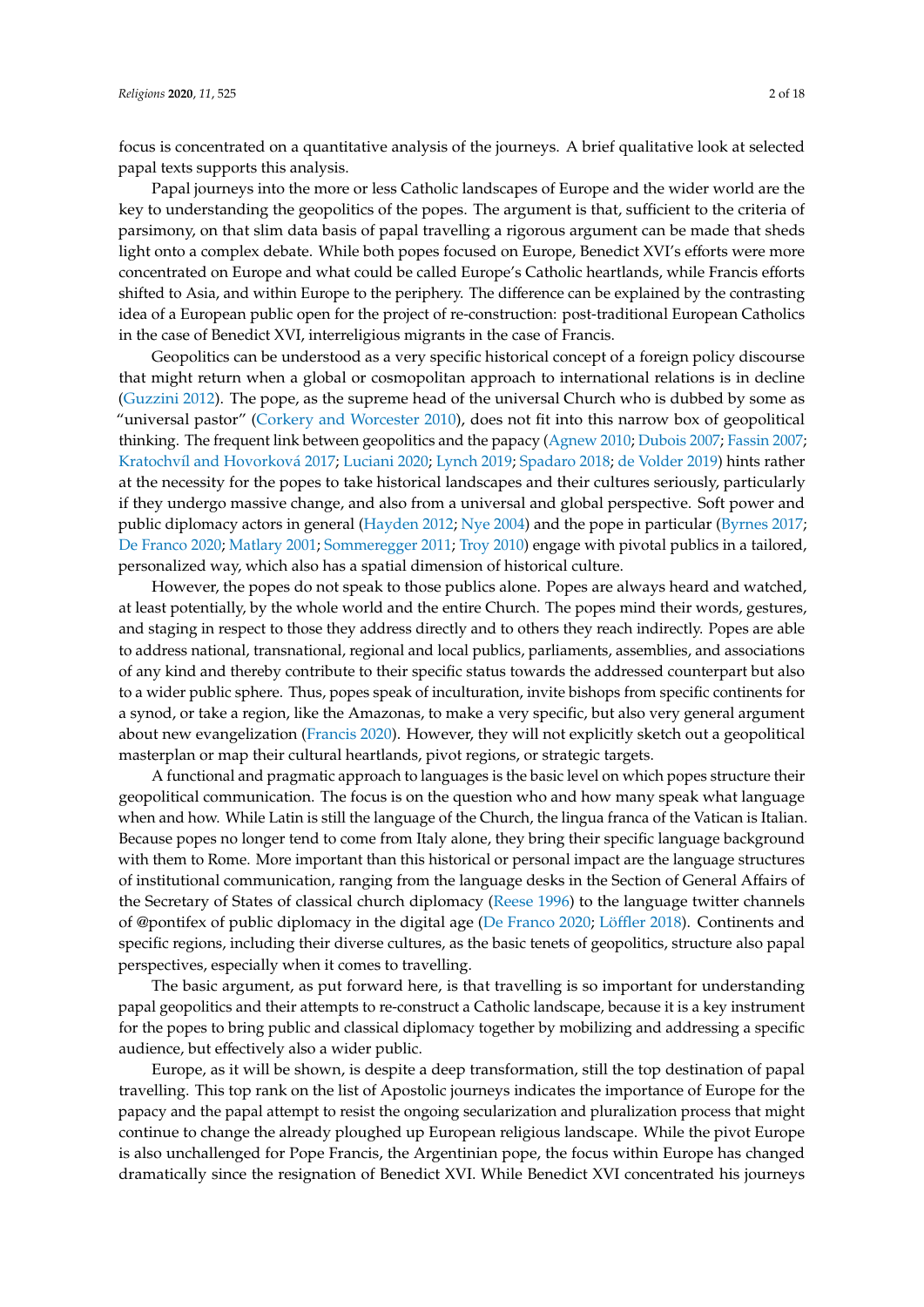focus is concentrated on a quantitative analysis of the journeys. A brief qualitative look at selected papal texts supports this analysis.

Papal journeys into the more or less Catholic landscapes of Europe and the wider world are the key to understanding the geopolitics of the popes. The argument is that, sufficient to the criteria of parsimony, on that slim data basis of papal travelling a rigorous argument can be made that sheds light onto a complex debate. While both popes focused on Europe, Benedict XVI's efforts were more concentrated on Europe and what could be called Europe's Catholic heartlands, while Francis efforts shifted to Asia, and within Europe to the periphery. The difference can be explained by the contrasting idea of a European public open for the project of re-construction: post-traditional European Catholics in the case of Benedict XVI, interreligious migrants in the case of Francis.

Geopolitics can be understood as a very specific historical concept of a foreign policy discourse that might return when a global or cosmopolitan approach to international relations is in decline (Guzzini 2012). The pope, as the supreme head of the universal Church who is dubbed by some as "universal pastor" (Corkery and Worcester 2010), does not fit into this narrow box of geopolitical thinking. The frequent link between geopolitics and the papacy (Agnew 2010; Dubois 2007; Fassin 2007; Kratochvíl and Hovorková 2017; Luciani 2020; Lynch 2019; Spadaro 2018; de Volder 2019) hints rather at the necessity for the popes to take historical landscapes and their cultures seriously, particularly if they undergo massive change, and also from a universal and global perspective. Soft power and public diplomacy actors in general (Hayden 2012; Nye 2004) and the pope in particular (Byrnes 2017; De Franco 2020; Matlary 2001; Sommeregger 2011; Troy 2010) engage with pivotal publics in a tailored, personalized way, which also has a spatial dimension of historical culture.

However, the popes do not speak to those publics alone. Popes are always heard and watched, at least potentially, by the whole world and the entire Church. The popes mind their words, gestures, and staging in respect to those they address directly and to others they reach indirectly. Popes are able to address national, transnational, regional and local publics, parliaments, assemblies, and associations of any kind and thereby contribute to their specific status towards the addressed counterpart but also to a wider public sphere. Thus, popes speak of inculturation, invite bishops from specific continents for a synod, or take a region, like the Amazonas, to make a very specific, but also very general argument about new evangelization (Francis 2020). However, they will not explicitly sketch out a geopolitical masterplan or map their cultural heartlands, pivot regions, or strategic targets.

A functional and pragmatic approach to languages is the basic level on which popes structure their geopolitical communication. The focus is on the question who and how many speak what language when and how. While Latin is still the language of the Church, the lingua franca of the Vatican is Italian. Because popes no longer tend to come from Italy alone, they bring their specific language background with them to Rome. More important than this historical or personal impact are the language structures of institutional communication, ranging from the language desks in the Section of General Affairs of the Secretary of States of classical church diplomacy (Reese 1996) to the language twitter channels of @pontifex of public diplomacy in the digital age (De Franco 2020; Löffler 2018). Continents and specific regions, including their diverse cultures, as the basic tenets of geopolitics, structure also papal perspectives, especially when it comes to travelling.

The basic argument, as put forward here, is that travelling is so important for understanding papal geopolitics and their attempts to re-construct a Catholic landscape, because it is a key instrument for the popes to bring public and classical diplomacy together by mobilizing and addressing a specific audience, but effectively also a wider public.

Europe, as it will be shown, is despite a deep transformation, still the top destination of papal travelling. This top rank on the list of Apostolic journeys indicates the importance of Europe for the papacy and the papal attempt to resist the ongoing secularization and pluralization process that might continue to change the already ploughed up European religious landscape. While the pivot Europe is also unchallenged for Pope Francis, the Argentinian pope, the focus within Europe has changed dramatically since the resignation of Benedict XVI. While Benedict XVI concentrated his journeys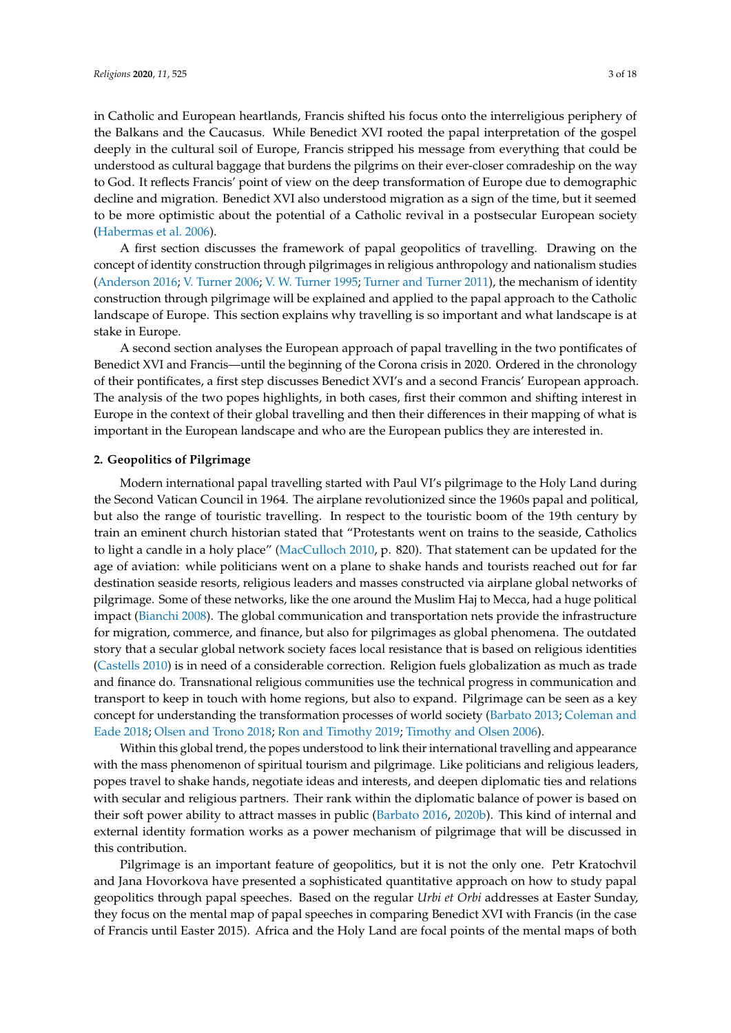in Catholic and European heartlands, Francis shifted his focus onto the interreligious periphery of the Balkans and the Caucasus. While Benedict XVI rooted the papal interpretation of the gospel deeply in the cultural soil of Europe, Francis stripped his message from everything that could be understood as cultural baggage that burdens the pilgrims on their ever-closer comradeship on the way to God. It reflects Francis' point of view on the deep transformation of Europe due to demographic decline and migration. Benedict XVI also understood migration as a sign of the time, but it seemed to be more optimistic about the potential of a Catholic revival in a postsecular European society (Habermas et al. 2006).

A first section discusses the framework of papal geopolitics of travelling. Drawing on the concept of identity construction through pilgrimages in religious anthropology and nationalism studies (Anderson 2016; V. Turner 2006; V. W. Turner 1995; Turner and Turner 2011), the mechanism of identity construction through pilgrimage will be explained and applied to the papal approach to the Catholic landscape of Europe. This section explains why travelling is so important and what landscape is at stake in Europe.

A second section analyses the European approach of papal travelling in the two pontificates of Benedict XVI and Francis—until the beginning of the Corona crisis in 2020. Ordered in the chronology of their pontificates, a first step discusses Benedict XVI's and a second Francis' European approach. The analysis of the two popes highlights, in both cases, first their common and shifting interest in Europe in the context of their global travelling and then their differences in their mapping of what is important in the European landscape and who are the European publics they are interested in.

## 2. Geopolitics of Pilgrimage

Modern international papal travelling started with Paul VI's pilgrimage to the Holy Land during the Second Vatican Council in 1964. The airplane revolutionized since the 1960s papal and political, but also the range of touristic travelling. In respect to the touristic boom of the 19th century by train an eminent church historian stated that "Protestants went on trains to the seaside, Catholics to light a candle in a holy place" (MacCulloch 2010, p. 820). That statement can be updated for the age of aviation: while politicians went on a plane to shake hands and tourists reached out for far destination seaside resorts, religious leaders and masses constructed via airplane global networks of pilgrimage. Some of these networks, like the one around the Muslim Haj to Mecca, had a huge political impact (Bianchi 2008). The global communication and transportation nets provide the infrastructure for migration, commerce, and finance, but also for pilgrimages as global phenomena. The outdated story that a secular global network society faces local resistance that is based on religious identities (Castells 2010) is in need of a considerable correction. Religion fuels globalization as much as trade and finance do. Transnational religious communities use the technical progress in communication and transport to keep in touch with home regions, but also to expand. Pilgrimage can be seen as a key concept for understanding the transformation processes of world society (Barbato 2013; Coleman and Eade 2018; Olsen and Trono 2018; Ron and Timothy 2019; Timothy and Olsen 2006).

Within this global trend, the popes understood to link their international travelling and appearance with the mass phenomenon of spiritual tourism and pilgrimage. Like politicians and religious leaders, popes travel to shake hands, negotiate ideas and interests, and deepen diplomatic ties and relations with secular and religious partners. Their rank within the diplomatic balance of power is based on their soft power ability to attract masses in public (Barbato 2016, 2020b). This kind of internal and external identity formation works as a power mechanism of pilgrimage that will be discussed in this contribution.

Pilgrimage is an important feature of geopolitics, but it is not the only one. Petr Kratochvil and Jana Hovorkova have presented a sophisticated quantitative approach on how to study papal geopolitics through papal speeches. Based on the regular *Urbi et Orbi* addresses at Easter Sunday, they focus on the mental map of papal speeches in comparing Benedict XVI with Francis (in the case of Francis until Easter 2015). Africa and the Holy Land are focal points of the mental maps of both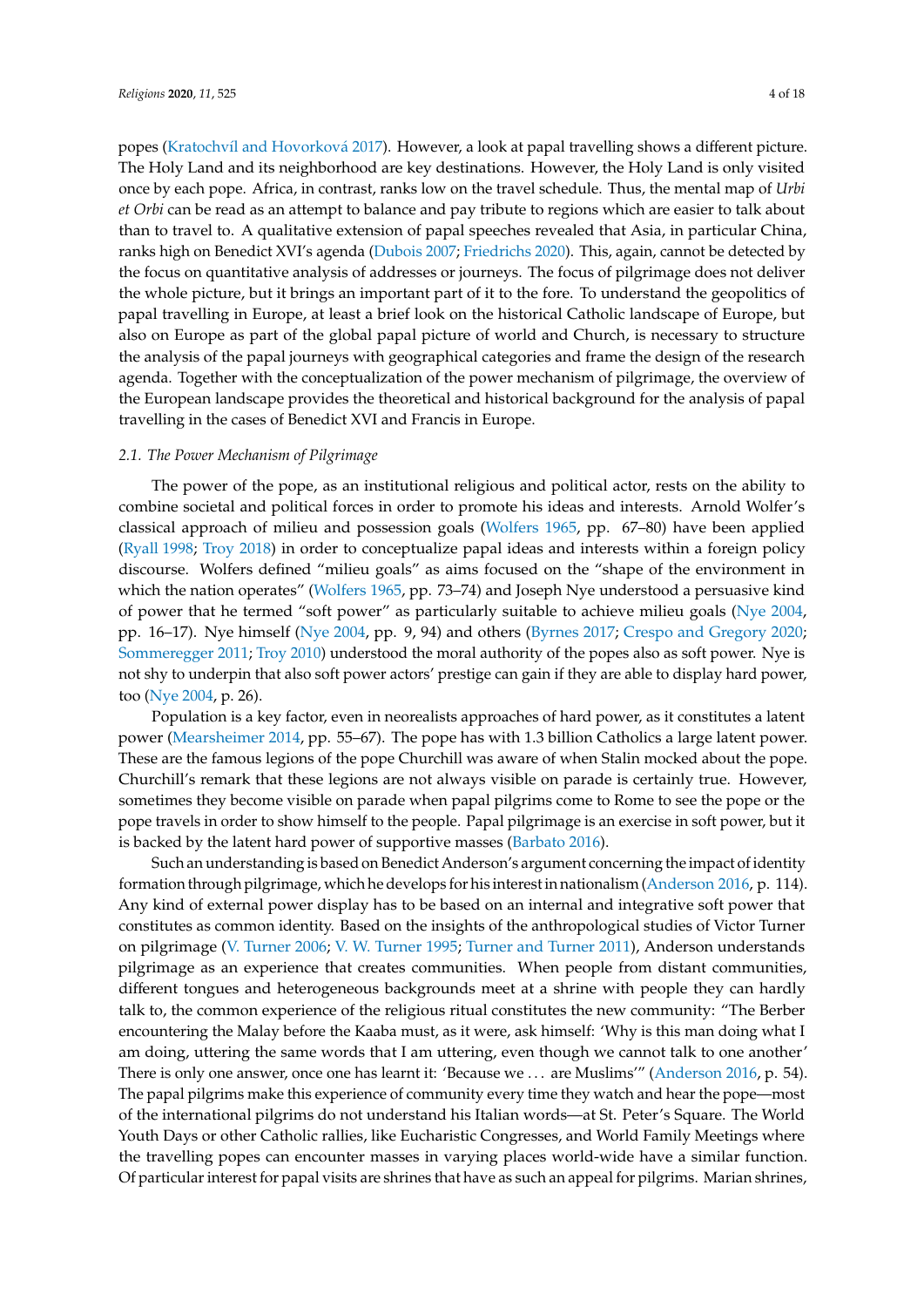popes (Kratochvíl and Hovorková 2017). However, a look at papal travelling shows a different picture. The Holy Land and its neighborhood are key destinations. However, the Holy Land is only visited once by each pope. Africa, in contrast, ranks low on the travel schedule. Thus, the mental map of *Urbi et Orbi* can be read as an attempt to balance and pay tribute to regions which are easier to talk about than to travel to. A qualitative extension of papal speeches revealed that Asia, in particular China, ranks high on Benedict XVI's agenda (Dubois 2007; Friedrichs 2020). This, again, cannot be detected by the focus on quantitative analysis of addresses or journeys. The focus of pilgrimage does not deliver the whole picture, but it brings an important part of it to the fore. To understand the geopolitics of papal travelling in Europe, at least a brief look on the historical Catholic landscape of Europe, but also on Europe as part of the global papal picture of world and Church, is necessary to structure the analysis of the papal journeys with geographical categories and frame the design of the research agenda. Together with the conceptualization of the power mechanism of pilgrimage, the overview of the European landscape provides the theoretical and historical background for the analysis of papal travelling in the cases of Benedict XVI and Francis in Europe.

### 2.1. The Power Mechanism of Pilgrimage

The power of the pope, as an institutional religious and political actor, rests on the ability to combine societal and political forces in order to promote his ideas and interests. Arnold Wolfer's classical approach of milieu and possession goals (Wolfers 1965, pp. 67–80) have been applied (Ryall 1998; Troy 2018) in order to conceptualize papal ideas and interests within a foreign policy discourse. Wolfers defined "milieu goals" as aims focused on the "shape of the environment in which the nation operates" (Wolfers 1965, pp. 73–74) and Joseph Nye understood a persuasive kind of power that he termed "soft power" as particularly suitable to achieve milieu goals (Nye 2004, pp. 16–17). Nye himself (Nye 2004, pp. 9, 94) and others (Byrnes 2017; Crespo and Gregory 2020; Sommeregger 2011; Troy 2010) understood the moral authority of the popes also as soft power. Nye is not shy to underpin that also soft power actors' prestige can gain if they are able to display hard power, too (Nye 2004, p. 26).

Population is a key factor, even in neorealists approaches of hard power, as it constitutes a latent power (Mearsheimer 2014, pp. 55–67). The pope has with 1.3 billion Catholics a large latent power. These are the famous legions of the pope Churchill was aware of when Stalin mocked about the pope. Churchill's remark that these legions are not always visible on parade is certainly true. However, sometimes they become visible on parade when papal pilgrims come to Rome to see the pope or the pope travels in order to show himself to the people. Papal pilgrimage is an exercise in soft power, but it is backed by the latent hard power of supportive masses (Barbato 2016).

Such an understanding is based on Benedict Anderson's argument concerning the impact of identity formation through pilgrimage, which he develops for his interest in nationalism (Anderson 2016, p. 114). Any kind of external power display has to be based on an internal and integrative soft power that constitutes as common identity. Based on the insights of the anthropological studies of Victor Turner on pilgrimage (V. Turner 2006; V. W. Turner 1995; Turner and Turner 2011), Anderson understands pilgrimage as an experience that creates communities. When people from distant communities, different tongues and heterogeneous backgrounds meet at a shrine with people they can hardly talk to, the common experience of the religious ritual constitutes the new community: "The Berber encountering the Malay before the Kaaba must, as it were, ask himself: 'Why is this man doing what I am doing, uttering the same words that I am uttering, even though we cannot talk to one another' There is only one answer, once one has learnt it: 'Because we ... are Muslims'" (Anderson 2016, p. 54). The papal pilgrims make this experience of community every time they watch and hear the pope—most of the international pilgrims do not understand his Italian words—at St. Peter's Square. The World Youth Days or other Catholic rallies, like Eucharistic Congresses, and World Family Meetings where the travelling popes can encounter masses in varying places world-wide have a similar function. Of particular interest for papal visits are shrines that have as such an appeal for pilgrims. Marian shrines,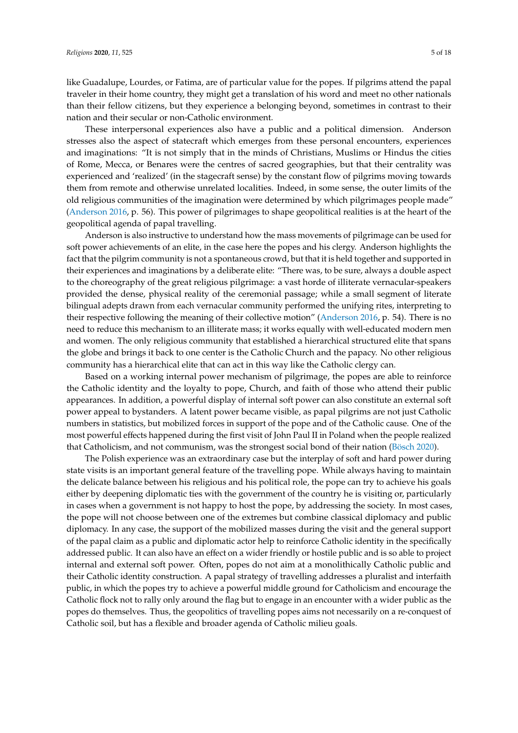like Guadalupe, Lourdes, or Fatima, are of particular value for the popes. If pilgrims attend the papal traveler in their home country, they might get a translation of his word and meet no other nationals than their fellow citizens, but they experience a belonging beyond, sometimes in contrast to their nation and their secular or non-Catholic environment.

These interpersonal experiences also have a public and a political dimension. Anderson stresses also the aspect of statecraft which emerges from these personal encounters, experiences and imaginations: "It is not simply that in the minds of Christians, Muslims or Hindus the cities of Rome, Mecca, or Benares were the centres of sacred geographies, but that their centrality was experienced and 'realized' (in the stagecraft sense) by the constant flow of pilgrims moving towards them from remote and otherwise unrelated localities. Indeed, in some sense, the outer limits of the old religious communities of the imagination were determined by which pilgrimages people made" (Anderson 2016, p. 56). This power of pilgrimages to shape geopolitical realities is at the heart of the geopolitical agenda of papal travelling.

Anderson is also instructive to understand how the mass movements of pilgrimage can be used for soft power achievements of an elite, in the case here the popes and his clergy. Anderson highlights the fact that the pilgrim community is not a spontaneous crowd, but that it is held together and supported in their experiences and imaginations by a deliberate elite: "There was, to be sure, always a double aspect to the choreography of the great religious pilgrimage: a vast horde of illiterate vernacular-speakers provided the dense, physical reality of the ceremonial passage; while a small segment of literate bilingual adepts drawn from each vernacular community performed the unifying rites, interpreting to their respective following the meaning of their collective motion" (Anderson 2016, p. 54). There is no need to reduce this mechanism to an illiterate mass; it works equally with well-educated modern men and women. The only religious community that established a hierarchical structured elite that spans the globe and brings it back to one center is the Catholic Church and the papacy. No other religious community has a hierarchical elite that can act in this way like the Catholic clergy can.

Based on a working internal power mechanism of pilgrimage, the popes are able to reinforce the Catholic identity and the loyalty to pope, Church, and faith of those who attend their public appearances. In addition, a powerful display of internal soft power can also constitute an external soft power appeal to bystanders. A latent power became visible, as papal pilgrims are not just Catholic numbers in statistics, but mobilized forces in support of the pope and of the Catholic cause. One of the most powerful effects happened during the first visit of John Paul II in Poland when the people realized that Catholicism, and not communism, was the strongest social bond of their nation (Bösch 2020).

The Polish experience was an extraordinary case but the interplay of soft and hard power during state visits is an important general feature of the travelling pope. While always having to maintain the delicate balance between his religious and his political role, the pope can try to achieve his goals either by deepening diplomatic ties with the government of the country he is visiting or, particularly in cases when a government is not happy to host the pope, by addressing the society. In most cases, the pope will not choose between one of the extremes but combine classical diplomacy and public diplomacy. In any case, the support of the mobilized masses during the visit and the general support of the papal claim as a public and diplomatic actor help to reinforce Catholic identity in the specifically addressed public. It can also have an effect on a wider friendly or hostile public and is so able to project internal and external soft power. Often, popes do not aim at a monolithically Catholic public and their Catholic identity construction. A papal strategy of travelling addresses a pluralist and interfaith public, in which the popes try to achieve a powerful middle ground for Catholicism and encourage the Catholic flock not to rally only around the flag but to engage in an encounter with a wider public as the popes do themselves. Thus, the geopolitics of travelling popes aims not necessarily on a re-conquest of Catholic soil, but has a flexible and broader agenda of Catholic milieu goals.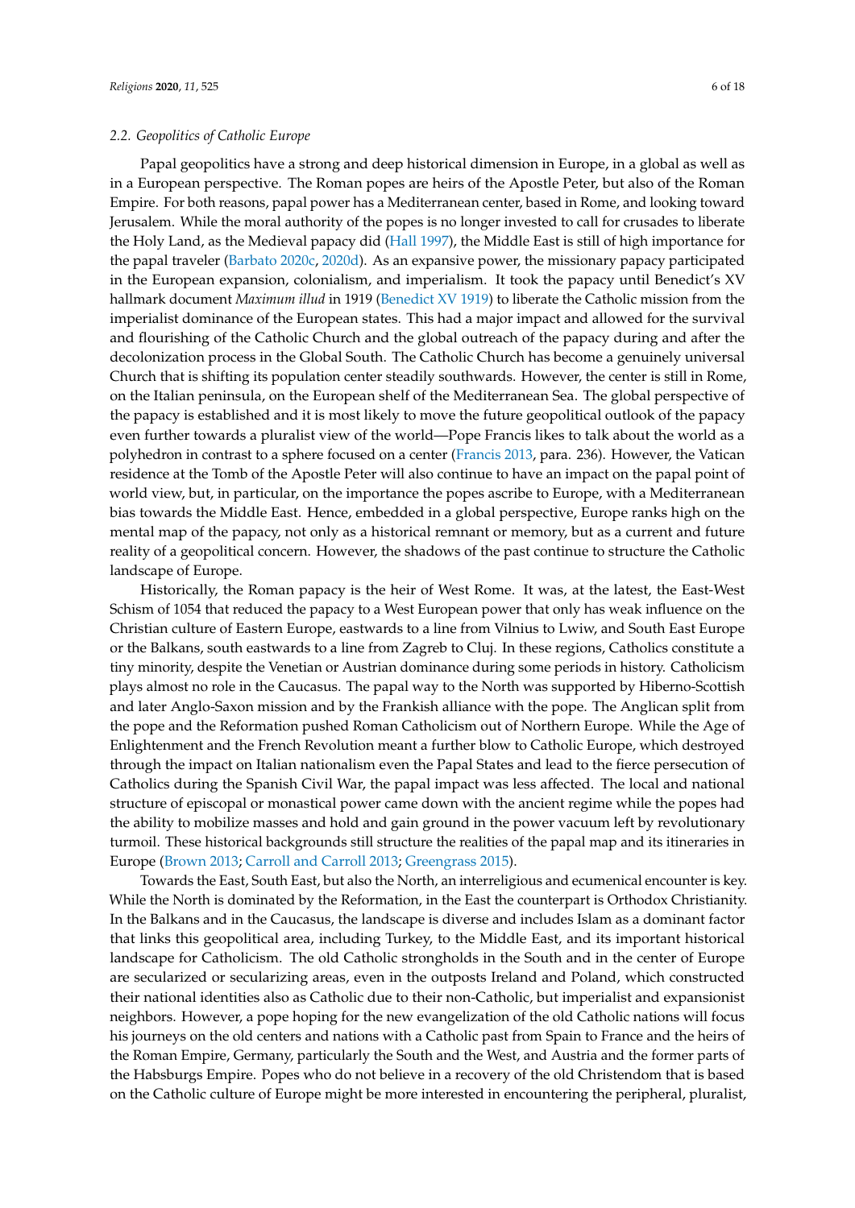### 2.2. Geopolitics of Catholic Europe

Papal geopolitics have a strong and deep historical dimension in Europe, in a global as well as in a European perspective. The Roman popes are heirs of the Apostle Peter, but also of the Roman Empire. For both reasons, papal power has a Mediterranean center, based in Rome, and looking toward Jerusalem. While the moral authority of the popes is no longer invested to call for crusades to liberate the Holy Land, as the Medieval papacy did (Hall 1997), the Middle East is still of high importance for the papal traveler (Barbato 2020c, 2020d). As an expansive power, the missionary papacy participated in the European expansion, colonialism, and imperialism. It took the papacy until Benedict's XV hallmark document *Maximum illud* in 1919 (Benedict XV 1919) to liberate the Catholic mission from the imperialist dominance of the European states. This had a major impact and allowed for the survival and flourishing of the Catholic Church and the global outreach of the papacy during and after the decolonization process in the Global South. The Catholic Church has become a genuinely universal Church that is shifting its population center steadily southwards. However, the center is still in Rome, on the Italian peninsula, on the European shelf of the Mediterranean Sea. The global perspective of the papacy is established and it is most likely to move the future geopolitical outlook of the papacy even further towards a pluralist view of the world—Pope Francis likes to talk about the world as a polyhedron in contrast to a sphere focused on a center (Francis 2013, para. 236). However, the Vatican residence at the Tomb of the Apostle Peter will also continue to have an impact on the papal point of world view, but, in particular, on the importance the popes ascribe to Europe, with a Mediterranean bias towards the Middle East. Hence, embedded in a global perspective, Europe ranks high on the mental map of the papacy, not only as a historical remnant or memory, but as a current and future reality of a geopolitical concern. However, the shadows of the past continue to structure the Catholic landscape of Europe.

Historically, the Roman papacy is the heir of West Rome. It was, at the latest, the East-West Schism of 1054 that reduced the papacy to a West European power that only has weak influence on the Christian culture of Eastern Europe, eastwards to a line from Vilnius to Lwiw, and South East Europe or the Balkans, south eastwards to a line from Zagreb to Cluj. In these regions, Catholics constitute a tiny minority, despite the Venetian or Austrian dominance during some periods in history. Catholicism plays almost no role in the Caucasus. The papal way to the North was supported by Hiberno-Scottish and later Anglo-Saxon mission and by the Frankish alliance with the pope. The Anglican split from the pope and the Reformation pushed Roman Catholicism out of Northern Europe. While the Age of Enlightenment and the French Revolution meant a further blow to Catholic Europe, which destroyed through the impact on Italian nationalism even the Papal States and lead to the fierce persecution of Catholics during the Spanish Civil War, the papal impact was less affected. The local and national structure of episcopal or monastical power came down with the ancient regime while the popes had the ability to mobilize masses and hold and gain ground in the power vacuum left by revolutionary turmoil. These historical backgrounds still structure the realities of the papal map and its itineraries in Europe (Brown 2013; Carroll and Carroll 2013; Greengrass 2015).

Towards the East, South East, but also the North, an interreligious and ecumenical encounter is key. While the North is dominated by the Reformation, in the East the counterpart is Orthodox Christianity. In the Balkans and in the Caucasus, the landscape is diverse and includes Islam as a dominant factor that links this geopolitical area, including Turkey, to the Middle East, and its important historical landscape for Catholicism. The old Catholic strongholds in the South and in the center of Europe are secularized or secularizing areas, even in the outposts Ireland and Poland, which constructed their national identities also as Catholic due to their non-Catholic, but imperialist and expansionist neighbors. However, a pope hoping for the new evangelization of the old Catholic nations will focus his journeys on the old centers and nations with a Catholic past from Spain to France and the heirs of the Roman Empire, Germany, particularly the South and the West, and Austria and the former parts of the Habsburgs Empire. Popes who do not believe in a recovery of the old Christendom that is based on the Catholic culture of Europe might be more interested in encountering the peripheral, pluralist,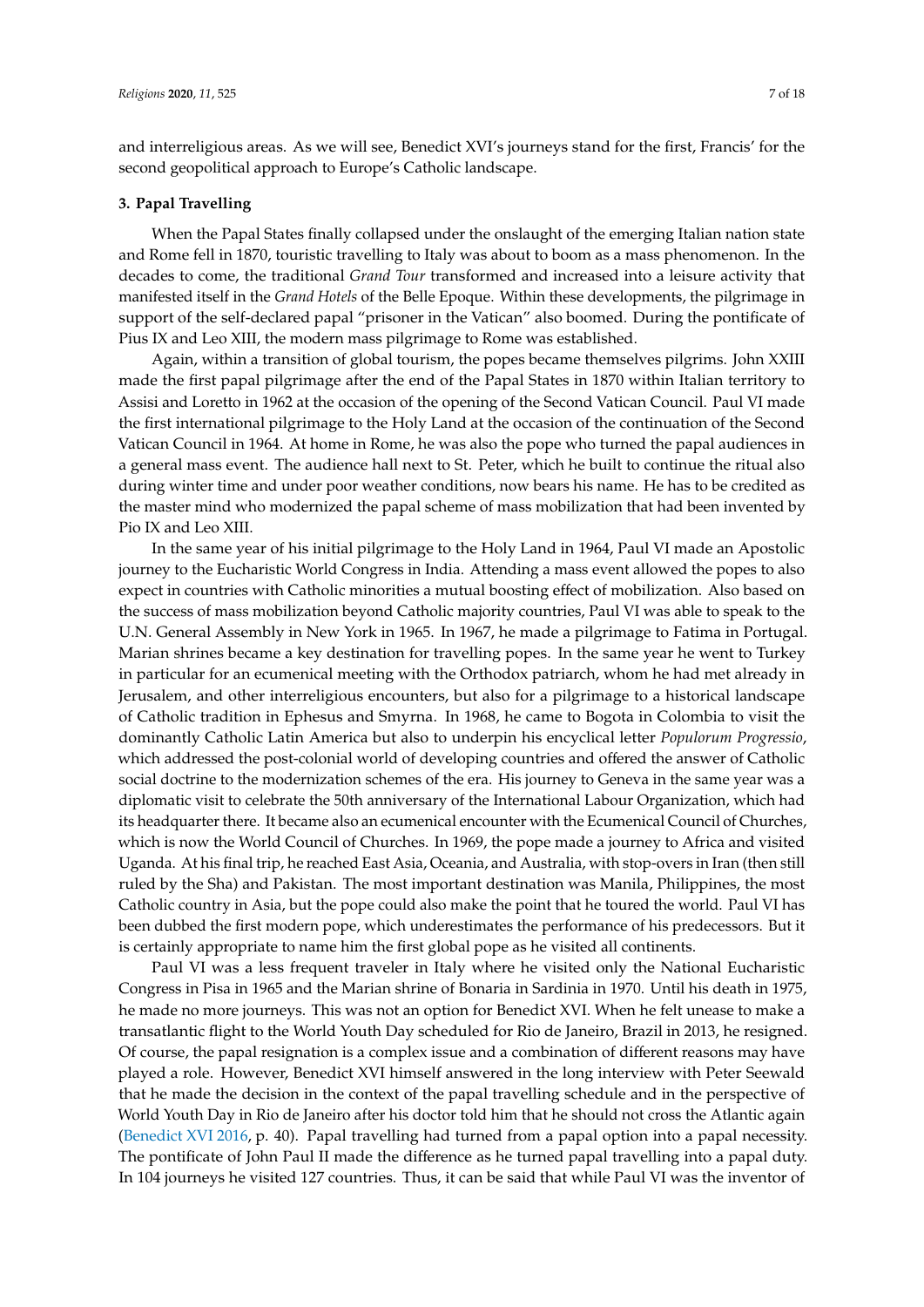and interreligious areas. As we will see, Benedict XVI's journeys stand for the first, Francis' for the second geopolitical approach to Europe's Catholic landscape.

### 3. Papal Travelling

When the Papal States finally collapsed under the onslaught of the emerging Italian nation state and Rome fell in 1870, touristic travelling to Italy was about to boom as a mass phenomenon. In the decades to come, the traditional *Grand Tour* transformed and increased into a leisure activity that manifested itself in the *Grand Hotels* of the Belle Epoque. Within these developments, the pilgrimage in support of the self-declared papal "prisoner in the Vatican" also boomed. During the pontificate of Pius IX and Leo XIII, the modern mass pilgrimage to Rome was established.

Again, within a transition of global tourism, the popes became themselves pilgrims. John XXIII made the first papal pilgrimage after the end of the Papal States in 1870 within Italian territory to Assisi and Loretto in 1962 at the occasion of the opening of the Second Vatican Council. Paul VI made the first international pilgrimage to the Holy Land at the occasion of the continuation of the Second Vatican Council in 1964. At home in Rome, he was also the pope who turned the papal audiences in a general mass event. The audience hall next to St. Peter, which he built to continue the ritual also during winter time and under poor weather conditions, now bears his name. He has to be credited as the master mind who modernized the papal scheme of mass mobilization that had been invented by Pio IX and Leo XIII.

In the same year of his initial pilgrimage to the Holy Land in 1964, Paul VI made an Apostolic journey to the Eucharistic World Congress in India. Attending a mass event allowed the popes to also expect in countries with Catholic minorities a mutual boosting effect of mobilization. Also based on the success of mass mobilization beyond Catholic majority countries, Paul VI was able to speak to the U.N. General Assembly in New York in 1965. In 1967, he made a pilgrimage to Fatima in Portugal. Marian shrines became a key destination for travelling popes. In the same year he went to Turkey in particular for an ecumenical meeting with the Orthodox patriarch, whom he had met already in Jerusalem, and other interreligious encounters, but also for a pilgrimage to a historical landscape of Catholic tradition in Ephesus and Smyrna. In 1968, he came to Bogota in Colombia to visit the dominantly Catholic Latin America but also to underpin his encyclical letter *Populorum Progressio*, which addressed the post-colonial world of developing countries and offered the answer of Catholic social doctrine to the modernization schemes of the era. His journey to Geneva in the same year was a diplomatic visit to celebrate the 50th anniversary of the International Labour Organization, which had its headquarter there. It became also an ecumenical encounter with the Ecumenical Council of Churches, which is now the World Council of Churches. In 1969, the pope made a journey to Africa and visited Uganda. At his final trip, he reached East Asia, Oceania, and Australia, with stop-overs in Iran (then still ruled by the Sha) and Pakistan. The most important destination was Manila, Philippines, the most Catholic country in Asia, but the pope could also make the point that he toured the world. Paul VI has been dubbed the first modern pope, which underestimates the performance of his predecessors. But it is certainly appropriate to name him the first global pope as he visited all continents.

Paul VI was a less frequent traveler in Italy where he visited only the National Eucharistic Congress in Pisa in 1965 and the Marian shrine of Bonaria in Sardinia in 1970. Until his death in 1975, he made no more journeys. This was not an option for Benedict XVI. When he felt unease to make a transatlantic flight to the World Youth Day scheduled for Rio de Janeiro, Brazil in 2013, he resigned. Of course, the papal resignation is a complex issue and a combination of different reasons may have played a role. However, Benedict XVI himself answered in the long interview with Peter Seewald that he made the decision in the context of the papal travelling schedule and in the perspective of World Youth Day in Rio de Janeiro after his doctor told him that he should not cross the Atlantic again (Benedict XVI 2016, p. 40). Papal travelling had turned from a papal option into a papal necessity. The pontificate of John Paul II made the difference as he turned papal travelling into a papal duty. In 104 journeys he visited 127 countries. Thus, it can be said that while Paul VI was the inventor of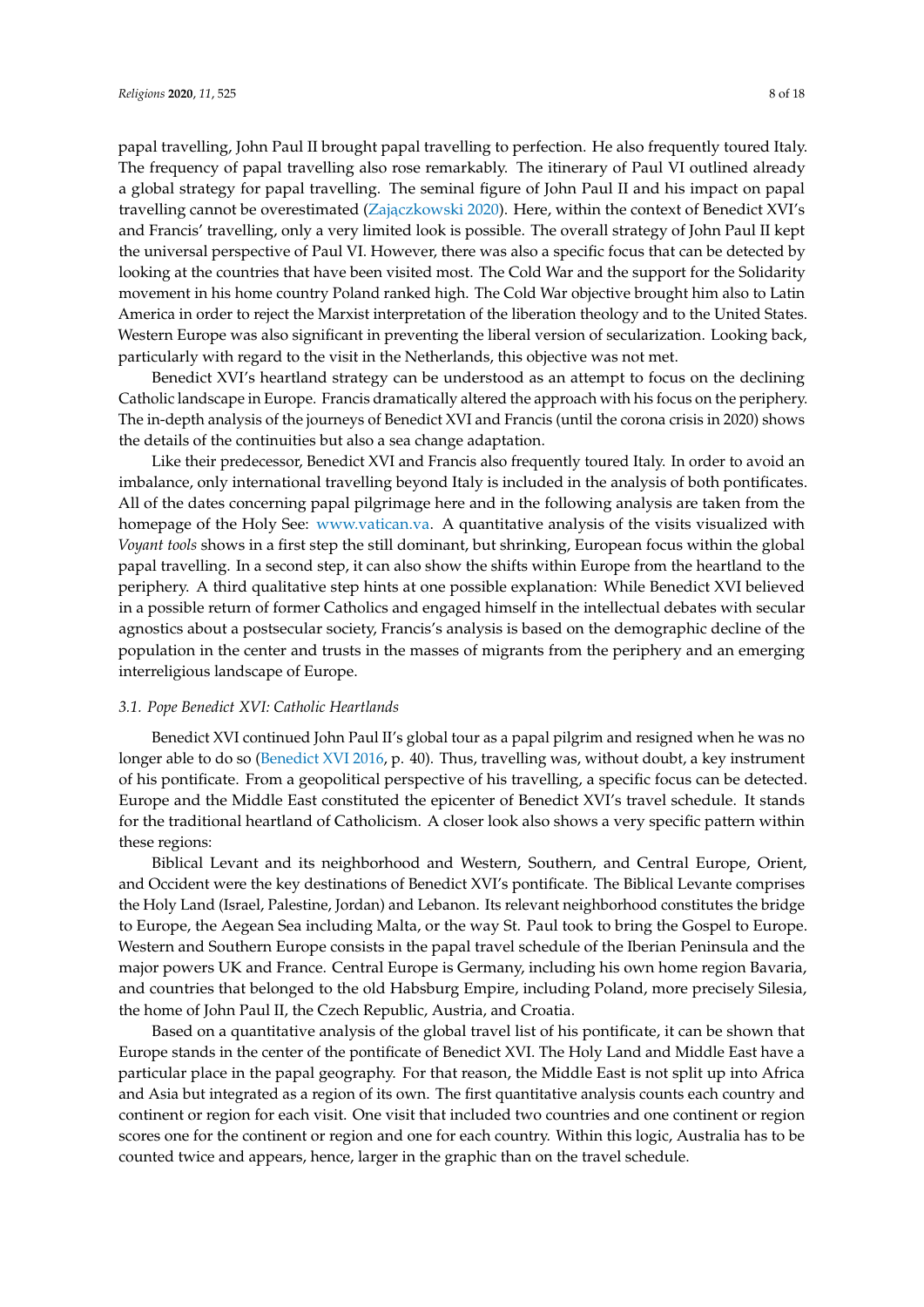papal travelling, John Paul II brought papal travelling to perfection. He also frequently toured Italy. The frequency of papal travelling also rose remarkably. The itinerary of Paul VI outlined already a global strategy for papal travelling. The seminal figure of John Paul II and his impact on papal travelling cannot be overestimated (Zając̨zkowski 2020). Here, within the context of Benedict XVI's and Francis' travelling, only a very limited look is possible. The overall strategy of John Paul II kept the universal perspective of Paul VI. However, there was also a specific focus that can be detected by looking at the countries that have been visited most. The Cold War and the support for the Solidarity movement in his home country Poland ranked high. The Cold War objective brought him also to Latin America in order to reject the Marxist interpretation of the liberation theology and to the United States. Western Europe was also significant in preventing the liberal version of secularization. Looking back, particularly with regard to the visit in the Netherlands, this objective was not met.

Benedict XVI's heartland strategy can be understood as an attempt to focus on the declining Catholic landscape in Europe. Francis dramatically altered the approach with his focus on the periphery. The in-depth analysis of the journeys of Benedict XVI and Francis (until the corona crisis in 2020) shows the details of the continuities but also a sea change adaptation.

Like their predecessor, Benedict XVI and Francis also frequently toured Italy. In order to avoid an imbalance, only international travelling beyond Italy is included in the analysis of both pontificates. All of the dates concerning papal pilgrimage here and in the following analysis are taken from the homepage of the Holy See: www.vatican.va. A quantitative analysis of the visits visualized with *Voyant tools* shows in a first step the still dominant, but shrinking, European focus within the global papal travelling. In a second step, it can also show the shifts within Europe from the heartland to the periphery. A third qualitative step hints at one possible explanation: While Benedict XVI believed in a possible return of former Catholics and engaged himself in the intellectual debates with secular agnostics about a postsecular society, Francis's analysis is based on the demographic decline of the population in the center and trusts in the masses of migrants from the periphery and an emerging interreligious landscape of Europe.

### *3.1. Pope Benedict XVI: Catholic Heartlands*

Benedict XVI continued John Paul II's global tour as a papal pilgrim and resigned when he was no longer able to do so (Benedict XVI 2016, p. 40). Thus, travelling was, without doubt, a key instrument of his pontificate. From a geopolitical perspective of his travelling, a specific focus can be detected. Europe and the Middle East constituted the epicenter of Benedict XVI's travel schedule. It stands for the traditional heartland of Catholicism. A closer look also shows a very specific pattern within these regions:

Biblical Levant and its neighborhood and Western, Southern, and Central Europe, Orient, and Occident were the key destinations of Benedict XVI's pontificate. The Biblical Levante comprises the Holy Land (Israel, Palestine, Jordan) and Lebanon. Its relevant neighborhood constitutes the bridge to Europe, the Aegean Sea including Malta, or the way St. Paul took to bring the Gospel to Europe. Western and Southern Europe consists in the papal travel schedule of the Iberian Peninsula and the major powers UK and France. Central Europe is Germany, including his own home region Bavaria, and countries that belonged to the old Habsburg Empire, including Poland, more precisely Silesia, the home of John Paul II, the Czech Republic, Austria, and Croatia.

Based on a quantitative analysis of the global travel list of his pontificate, it can be shown that Europe stands in the center of the pontificate of Benedict XVI. The Holy Land and Middle East have a particular place in the papal geography. For that reason, the Middle East is not split up into Africa and Asia but integrated as a region of its own. The first quantitative analysis counts each country and continent or region for each visit. One visit that included two countries and one continent or region scores one for the continent or region and one for each country. Within this logic, Australia has to be counted twice and appears, hence, larger in the graphic than on the travel schedule.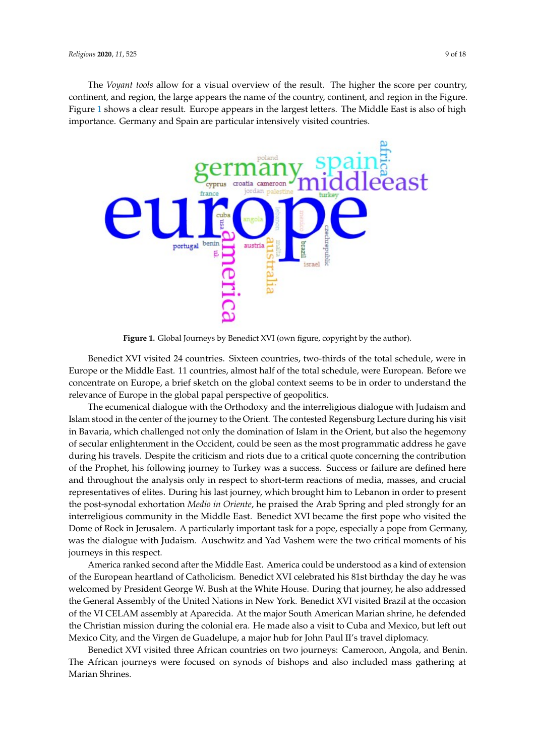The *Voyant tools* allow for a visual overview of the result. The higher the score per country, continent, and region, the large appears the name of the country, continent, and region in the Figure. Figure 1 shows a clear result. Europe appears in the largest letters. The Middle East is also of high importance. Germany and Spain are particular intensively visited countries.

**Figure 1.** Global Journeys by Benedict XVI (own figure, copyright by the author).

Benedict XVI visited 24 countries. Sixteen countries, two-thirds of the total schedule, were in Europe or the Middle East. 11 countries, almost half of the total schedule, were European. Before we concentrate on Europe, a brief sketch on the global context seems to be in order to understand the relevance of Europe in the global papal perspective of geopolitics.

The ecumenical dialogue with the Orthodoxy and the interreligious dialogue with Judaism and Islam stood in the center of the journey to the Orient. The contested Regensburg Lecture during his visit in Bavaria, which challenged not only the domination of Islam in the Orient, but also the hegemony of secular enlightenment in the Occident, could be seen as the most programmatic address he gave during his travels. Despite the criticism and riots due to a critical quote concerning the contribution of the Prophet, his following journey to Turkey was a success. Success or failure are defined here and throughout the analysis only in respect to short-term reactions of media, masses, and crucial representatives of elites. During his last journey, which brought him to Lebanon in order to present the post-synodal exhortation *Medio in Oriente*, he praised the Arab Spring and pled strongly for an interreligious community in the Middle East. Benedict XVI became the first pope who visited the Dome of Rock in Jerusalem. A particularly important task for a pope, especially a pope from Germany, was the dialogue with Judaism. Auschwitz and Yad Vashem were the two critical moments of his journeys in this respect.

America ranked second after the Middle East. America could be understood as a kind of extension of the European heartland of Catholicism. Benedict XVI celebrated his 81st birthday the day he was welcomed by President George W. Bush at the White House. During that journey, he also addressed the General Assembly of the United Nations in New York. Benedict XVI visited Brazil at the occasion of the VI CELAM assembly at Aparecida. At the major South American Marian shrine, he defended the Christian mission during the colonial era. He made also a visit to Cuba and Mexico, but left out Mexico City, and the Virgen de Guadelupe, a major hub for John Paul II's travel diplomacy.

Benedict XVI visited three African countries on two journeys: Cameroon, Angola, and Benin. The African journeys were focused on synods of bishops and also included mass gathering at Marian Shrines.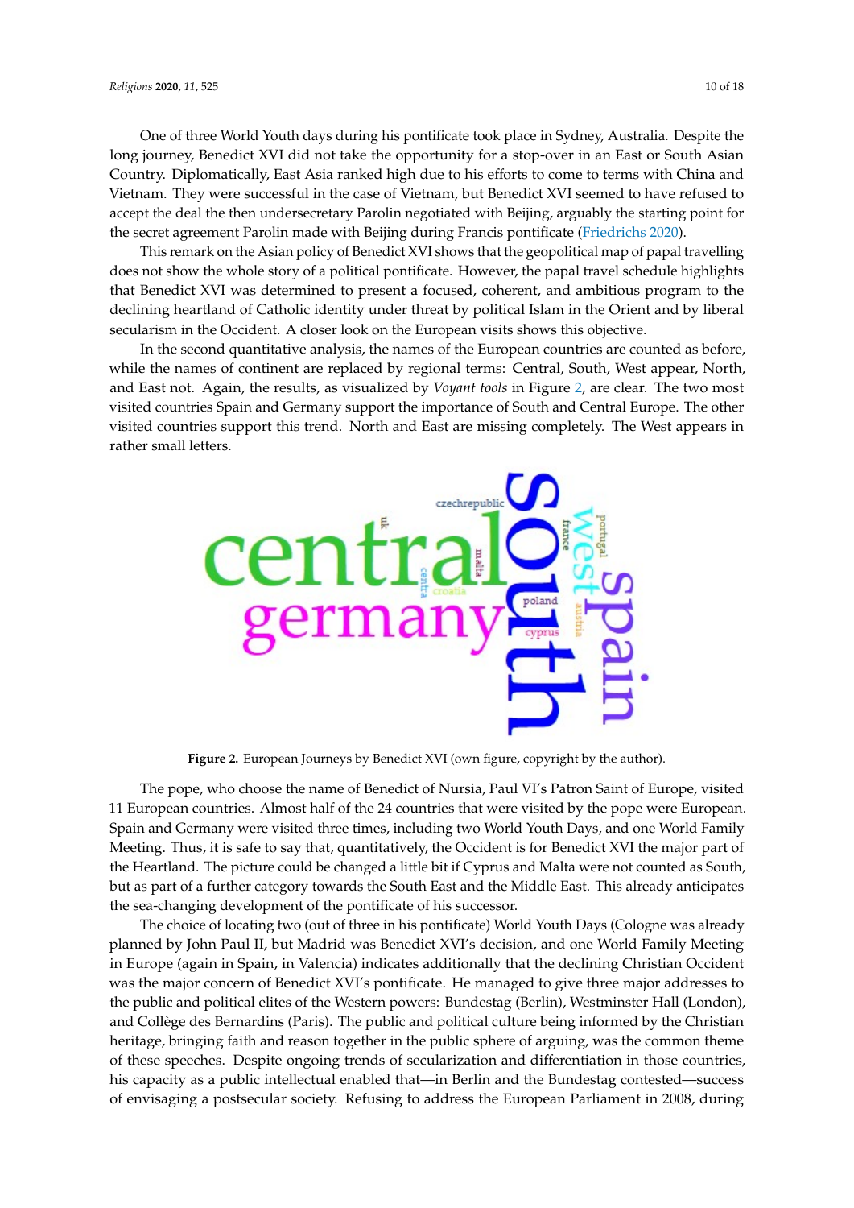One of three World Youth days during his pontificate took place in Sydney, Australia. Despite the long journey, Benedict XVI did not take the opportunity for a stop-over in an East or South Asian Country. Diplomatically, East Asia ranked high due to his efforts to come to terms with China and Vietnam. They were successful in the case of Vietnam, but Benedict XVI seemed to have refused to accept the deal the then undersecretary Parolin negotiated with Beijing, arguably the starting point for the secret agreement Parolin made with Beijing during Francis pontificate (Friedrichs 2020).

This remark on the Asian policy of Benedict XVI shows that the geopolitical map of papal travelling does not show the whole story of a political pontificate. However, the papal travel schedule highlights that Benedict XVI was determined to present a focused, coherent, and ambitious program to the declining heartland of Catholic identity under threat by political Islam in the Orient and by liberal secularism in the Occident. A closer look on the European visits shows this objective.

In the second quantitative analysis, the names of the European countries are counted as before, while the names of continent are replaced by regional terms: Central, South, West appear, North, and East not. Again, the results, as visualized by *Voyant tools* in Figure 2, are clear. The two most visited countries Spain and Germany support the importance of South and Central Europe. The other visited countries support this trend. North and East are missing completely. The West appears in rather small letters.

**Figure 2.** European Journeys by Benedict XVI (own figure, copyright by the author).

The pope, who choose the name of Benedict of Nursia, Paul VI's Patron Saint of Europe, visited 11 European countries. Almost half of the 24 countries that were visited by the pope were European. Spain and Germany were visited three times, including two World Youth Days, and one World Family Meeting. Thus, it is safe to say that, quantitatively, the Occident is for Benedict XVI the major part of the Heartland. The picture could be changed a little bit if Cyprus and Malta were not counted as South, but as part of a further category towards the South East and the Middle East. This already anticipates the sea-changing development of the pontificate of his successor.

The choice of locating two (out of three in his pontificate) World Youth Days (Cologne was already planned by John Paul II, but Madrid was Benedict XVI's decision, and one World Family Meeting in Europe (again in Spain, in Valencia) indicates additionally that the declining Christian Occident was the major concern of Benedict XVI's pontificate. He managed to give three major addresses to the public and political elites of the Western powers: Bundestag (Berlin), Westminster Hall (London), and Collège des Bernardins (Paris). The public and political culture being informed by the Christian heritage, bringing faith and reason together in the public sphere of arguing, was the common theme of these speeches. Despite ongoing trends of secularization and differentiation in those countries, his capacity as a public intellectual enabled that—in Berlin and the Bundestag contested—success of envisaging a postsecular society. Refusing to address the European Parliament in 2008, during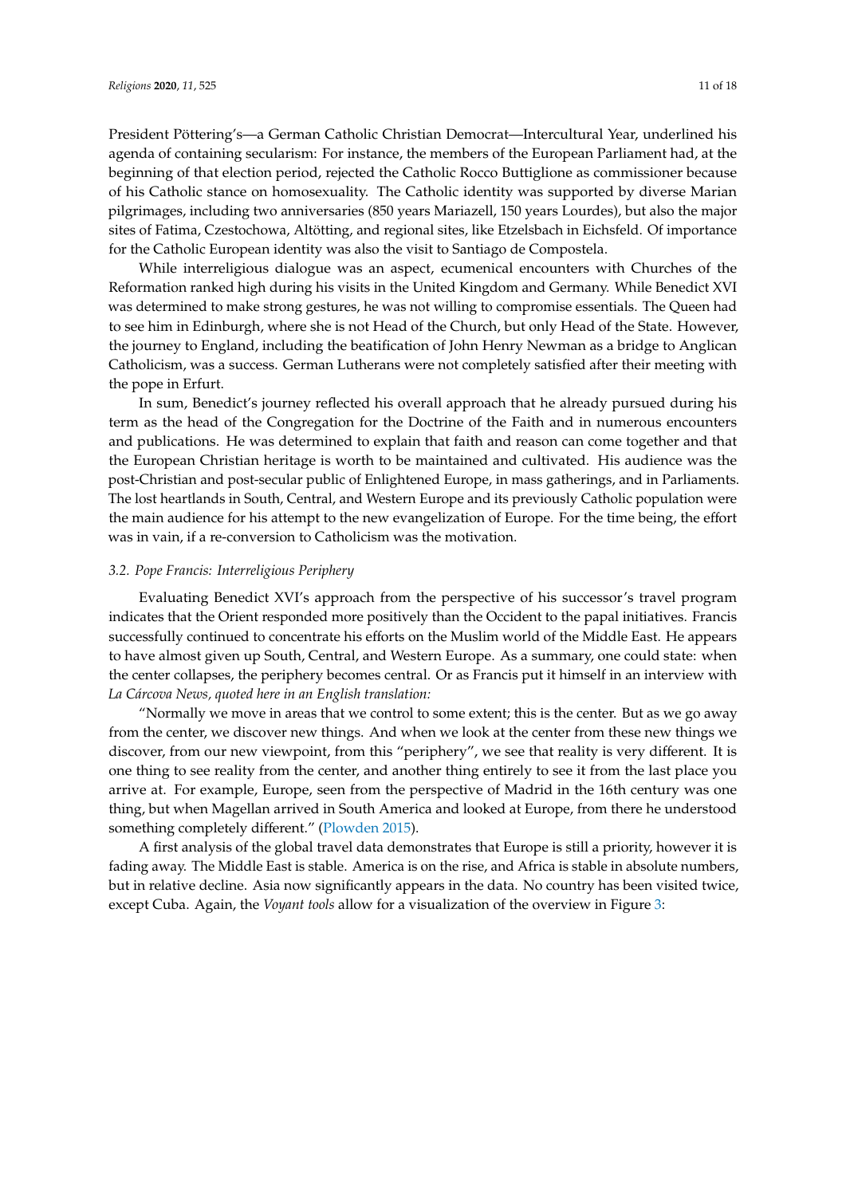President Pöttering's—a German Catholic Christian Democrat—Intercultural Year, underlined his agenda of containing secularism: For instance, the members of the European Parliament had, at the beginning of that election period, rejected the Catholic Rocco Buttiglione as commissioner because of his Catholic stance on homosexuality. The Catholic identity was supported by diverse Marian pilgrimages, including two anniversaries (850 years Mariazell, 150 years Lourdes), but also the major sites of Fatima, Czestochowa, Altötting, and regional sites, like Etzelsbach in Eichsfeld. Of importance for the Catholic European identity was also the visit to Santiago de Compostela.

While interreligious dialogue was an aspect, ecumenical encounters with Churches of the Reformation ranked high during his visits in the United Kingdom and Germany. While Benedict XVI was determined to make strong gestures, he was not willing to compromise essentials. The Queen had to see him in Edinburgh, where she is not Head of the Church, but only Head of the State. However, the journey to England, including the beatification of John Henry Newman as a bridge to Anglican Catholicism, was a success. German Lutherans were not completely satisfied after their meeting with the pope in Erfurt.

In sum, Benedict's journey reflected his overall approach that he already pursued during his term as the head of the Congregation for the Doctrine of the Faith and in numerous encounters and publications. He was determined to explain that faith and reason can come together and that the European Christian heritage is worth to be maintained and cultivated. His audience was the post-Christian and post-secular public of Enlightened Europe, in mass gatherings, and in Parliaments. The lost heartlands in South, Central, and Western Europe and its previously Catholic population were the main audience for his attempt to the new evangelization of Europe. For the time being, the effort was in vain, if a re-conversion to Catholicism was the motivation.

### 3.2. *Pope Francis: Interreligious Periphery*

Evaluating Benedict XVI's approach from the perspective of his successor's travel program indicates that the Orient responded more positively than the Occident to the papal initiatives. Francis successfully continued to concentrate his efforts on the Muslim world of the Middle East. He appears to have almost given up South, Central, and Western Europe. As a summary, one could state: when the center collapses, the periphery becomes central. Or as Francis put it himself in an interview with *La Cárcova News, quoted here in an English translation:*

"Normally we move in areas that we control to some extent; this is the center. But as we go away from the center, we discover new things. And when we look at the center from these new things we discover, from our new viewpoint, from this "periphery", we see that reality is very different. It is one thing to see reality from the center, and another thing entirely to see it from the last place you arrive at. For example, Europe, seen from the perspective of Madrid in the 16th century was one thing, but when Magellan arrived in South America and looked at Europe, from there he understood something completely different." (Plowden 2015).

A first analysis of the global travel data demonstrates that Europe is still a priority, however it is fading away. The Middle East is stable. America is on the rise, and Africa is stable in absolute numbers, but in relative decline. Asia now significantly appears in the data. No country has been visited twice, except Cuba. Again, the *Voyant tools* allow for a visualization of the overview in Figure 3: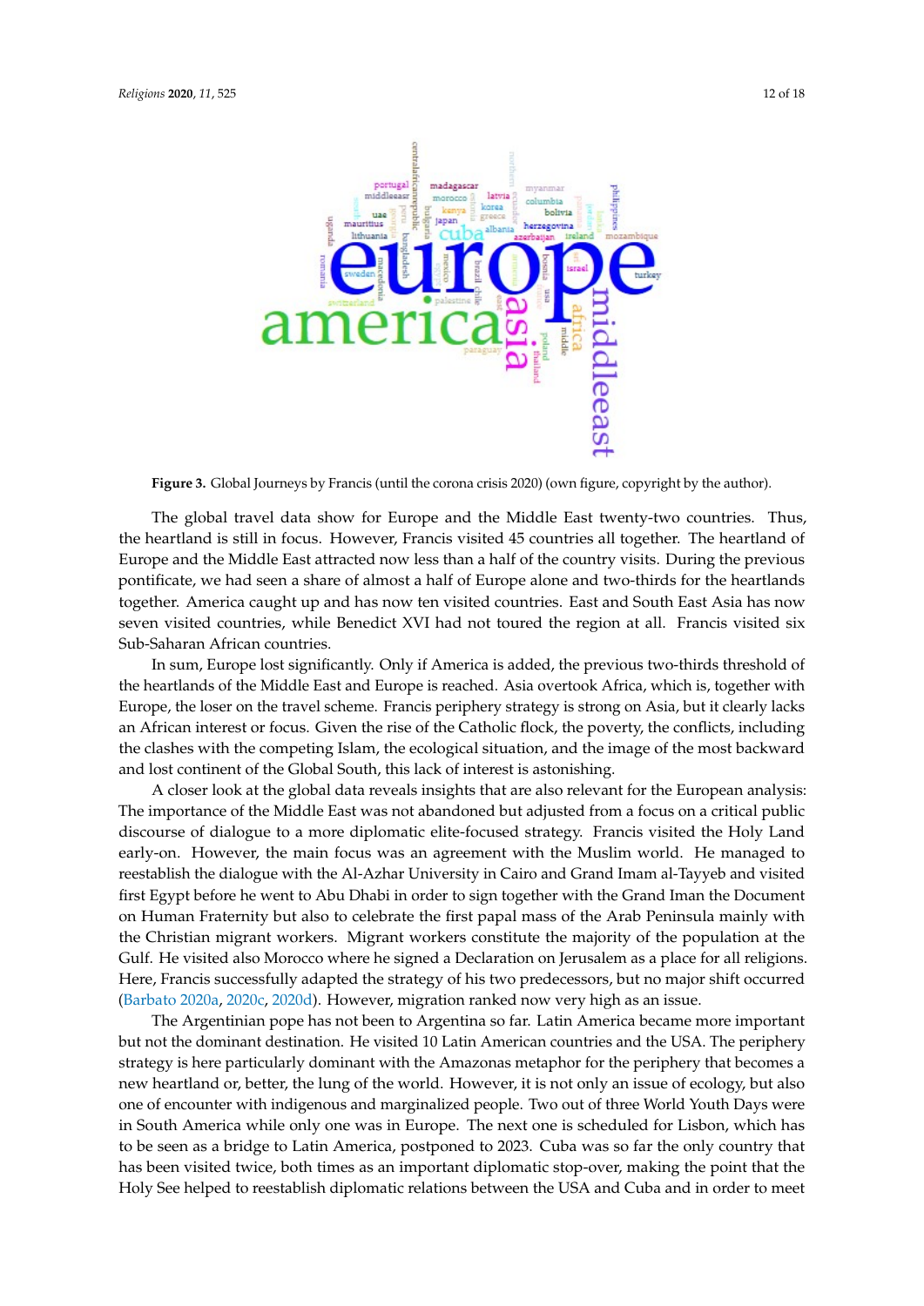**Figure 3.** Global Journeys by Francis (until the corona crisis 2020) (own figure, copyright by the author).

The global travel data show for Europe and the Middle East twenty-two countries. Thus, the heartland is still in focus. However, Francis visited 45 countries all together. The heartland of Europe and the Middle East attracted now less than a half of the country visits. During the previous pontificate, we had seen a share of almost a half of Europe alone and two-thirds for the heartlands together. America caught up and has now ten visited countries. East and South East Asia has now seven visited countries, while Benedict XVI had not toured the region at all. Francis visited six Sub-Saharan African countries.

In sum, Europe lost significantly. Only if America is added, the previous two-thirds threshold of the heartlands of the Middle East and Europe is reached. Asia overtook Africa, which is, together with Europe, the loser on the travel scheme. Francis periphery strategy is strong on Asia, but it clearly lacks an African interest or focus. Given the rise of the Catholic flock, the poverty, the conflicts, including the clashes with the competing Islam, the ecological situation, and the image of the most backward and lost continent of the Global South, this lack of interest is astonishing.

A closer look at the global data reveals insights that are also relevant for the European analysis: The importance of the Middle East was not abandoned but adjusted from a focus on a critical public discourse of dialogue to a more diplomatic elite-focused strategy. Francis visited the Holy Land early-on. However, the main focus was an agreement with the Muslim world. He managed to reestablish the dialogue with the Al-Azhar University in Cairo and Grand Imam al-Tayyeb and visited first Egypt before he went to Abu Dhabi in order to sign together with the Grand Iman the Document on Human Fraternity but also to celebrate the first papal mass of the Arab Peninsula mainly with the Christian migrant workers. Migrant workers constitute the majority of the population at the Gulf. He visited also Morocco where he signed a Declaration on Jerusalem as a place for all religions. Here, Francis successfully adapted the strategy of his two predecessors, but no major shift occurred (Barbato 2020a, 2020c, 2020d). However, migration ranked now very high as an issue.

The Argentinian pope has not been to Argentina so far. Latin America became more important but not the dominant destination. He visited 10 Latin American countries and the USA. The periphery strategy is here particularly dominant with the Amazonas metaphor for the periphery that becomes a new heartland or, better, the lung of the world. However, it is not only an issue of ecology, but also one of encounter with indigenous and marginalized people. Two out of three World Youth Days were in South America while only one was in Europe. The next one is scheduled for Lisbon, which has to be seen as a bridge to Latin America, postponed to 2023. Cuba was so far the only country that has been visited twice, both times as an important diplomatic stop-over, making the point that the Holy See helped to reestablish diplomatic relations between the USA and Cuba and in order to meet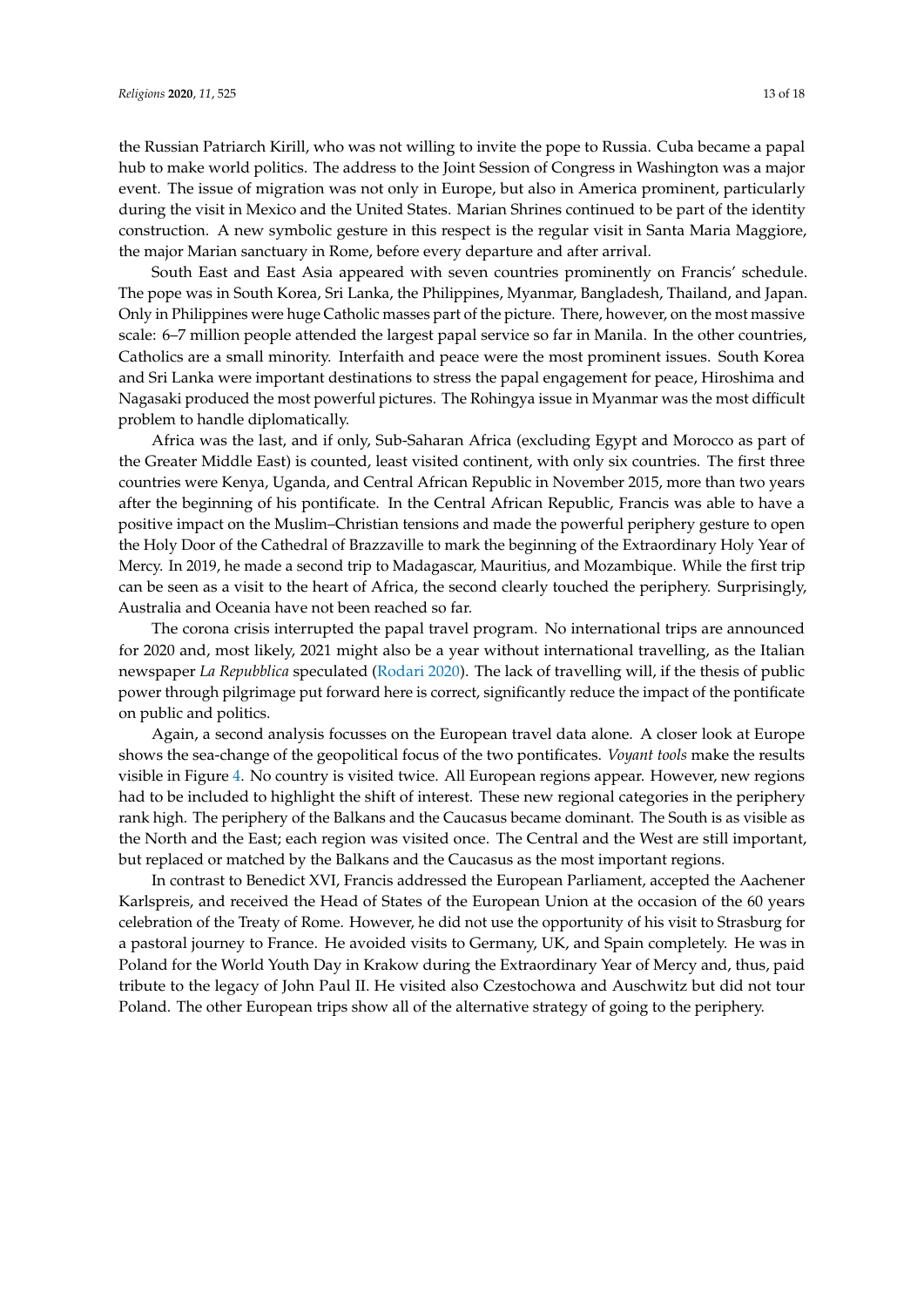the Russian Patriarch Kirill, who was not willing to invite the pope to Russia. Cuba became a papal hub to make world politics. The address to the Joint Session of Congress in Washington was a major event. The issue of migration was not only in Europe, but also in America prominent, particularly during the visit in Mexico and the United States. Marian Shrines continued to be part of the identity construction. A new symbolic gesture in this respect is the regular visit in Santa Maria Maggiore, the major Marian sanctuary in Rome, before every departure and after arrival.

South East and East Asia appeared with seven countries prominently on Francis' schedule. The pope was in South Korea, Sri Lanka, the Philippines, Myanmar, Bangladesh, Thailand, and Japan. Only in Philippines were huge Catholic masses part of the picture. There, however, on the most massive scale: 6–7 million people attended the largest papal service so far in Manila. In the other countries, Catholics are a small minority. Interfaith and peace were the most prominent issues. South Korea and Sri Lanka were important destinations to stress the papal engagement for peace, Hiroshima and Nagasaki produced the most powerful pictures. The Rohingya issue in Myanmar was the most difficult problem to handle diplomatically.

Africa was the last, and if only, Sub-Saharan Africa (excluding Egypt and Morocco as part of the Greater Middle East) is counted, least visited continent, with only six countries. The first three countries were Kenya, Uganda, and Central African Republic in November 2015, more than two years after the beginning of his pontificate. In the Central African Republic, Francis was able to have a positive impact on the Muslim–Christian tensions and made the powerful periphery gesture to open the Holy Door of the Cathedral of Brazzaville to mark the beginning of the Extraordinary Holy Year of Mercy. In 2019, he made a second trip to Madagascar, Mauritius, and Mozambique. While the first trip can be seen as a visit to the heart of Africa, the second clearly touched the periphery. Surprisingly, Australia and Oceania have not been reached so far.

The corona crisis interrupted the papal travel program. No international trips are announced for 2020 and, most likely, 2021 might also be a year without international travelling, as the Italian newspaper *La Repubblica* speculated (Rodari 2020). The lack of travelling will, if the thesis of public power through pilgrimage put forward here is correct, significantly reduce the impact of the pontificate on public and politics.

Again, a second analysis focusses on the European travel data alone. A closer look at Europe shows the sea-change of the geopolitical focus of the two pontificates. *Voyant tools* make the results visible in Figure 4. No country is visited twice. All European regions appear. However, new regions had to be included to highlight the shift of interest. These new regional categories in the periphery rank high. The periphery of the Balkans and the Caucasus became dominant. The South is as visible as the North and the East; each region was visited once. The Central and the West are still important, but replaced or matched by the Balkans and the Caucasus as the most important regions.

In contrast to Benedict XVI, Francis addressed the European Parliament, accepted the Aachener Karlspreis, and received the Head of States of the European Union at the occasion of the 60 years celebration of the Treaty of Rome. However, he did not use the opportunity of his visit to Strasburg for a pastoral journey to France. He avoided visits to Germany, UK, and Spain completely. He was in Poland for the World Youth Day in Krakow during the Extraordinary Year of Mercy and, thus, paid tribute to the legacy of John Paul II. He visited also Czestochowa and Auschwitz but did not tour Poland. The other European trips show all of the alternative strategy of going to the periphery.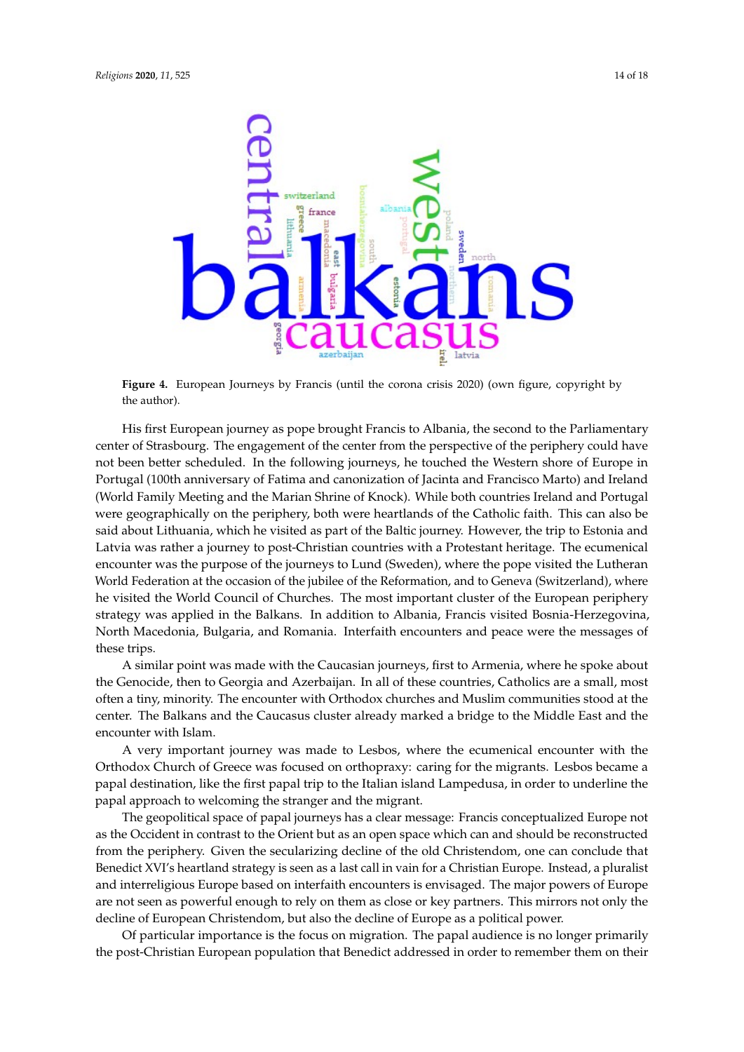**Figure 4.** European Journeys by Francis (until the corona crisis 2020) (own figure, copyright by the author).

His first European journey as pope brought Francis to Albania, the second to the Parliamentary center of Strasbourg. The engagement of the center from the perspective of the periphery could have not been better scheduled. In the following journeys, he touched the Western shore of Europe in Portugal (100th anniversary of Fatima and canonization of Jacinta and Francisco Marto) and Ireland (World Family Meeting and the Marian Shrine of Knock). While both countries Ireland and Portugal were geographically on the periphery, both were heartlands of the Catholic faith. This can also be said about Lithuania, which he visited as part of the Baltic journey. However, the trip to Estonia and Latvia was rather a journey to post-Christian countries with a Protestant heritage. The ecumenical encounter was the purpose of the journeys to Lund (Sweden), where the pope visited the Lutheran World Federation at the occasion of the jubilee of the Reformation, and to Geneva (Switzerland), where he visited the World Council of Churches. The most important cluster of the European periphery strategy was applied in the Balkans. In addition to Albania, Francis visited Bosnia-Herzegovina, North Macedonia, Bulgaria, and Romania. Interfaith encounters and peace were the messages of these trips.

A similar point was made with the Caucasian journeys, first to Armenia, where he spoke about the Genocide, then to Georgia and Azerbaijan. In all of these countries, Catholics are a small, most often a tiny, minority. The encounter with Orthodox churches and Muslim communities stood at the center. The Balkans and the Caucasus cluster already marked a bridge to the Middle East and the encounter with Islam.

A very important journey was made to Lesbos, where the ecumenical encounter with the Orthodox Church of Greece was focused on orthopraxy: caring for the migrants. Lesbos became a papal destination, like the first papal trip to the Italian island Lampedusa, in order to underline the papal approach to welcoming the stranger and the migrant.

The geopolitical space of papal journeys has a clear message: Francis conceptualized Europe not as the Occident in contrast to the Orient but as an open space which can and should be reconstructed from the periphery. Given the secularizing decline of the old Christendom, one can conclude that Benedict XVI's heartland strategy is seen as a last call in vain for a Christian Europe. Instead, a pluralist and interreligious Europe based on interfaith encounters is envisaged. The major powers of Europe are not seen as powerful enough to rely on them as close or key partners. This mirrors not only the decline of European Christendom, but also the decline of Europe as a political power.

Of particular importance is the focus on migration. The papal audience is no longer primarily the post-Christian European population that Benedict addressed in order to remember them on their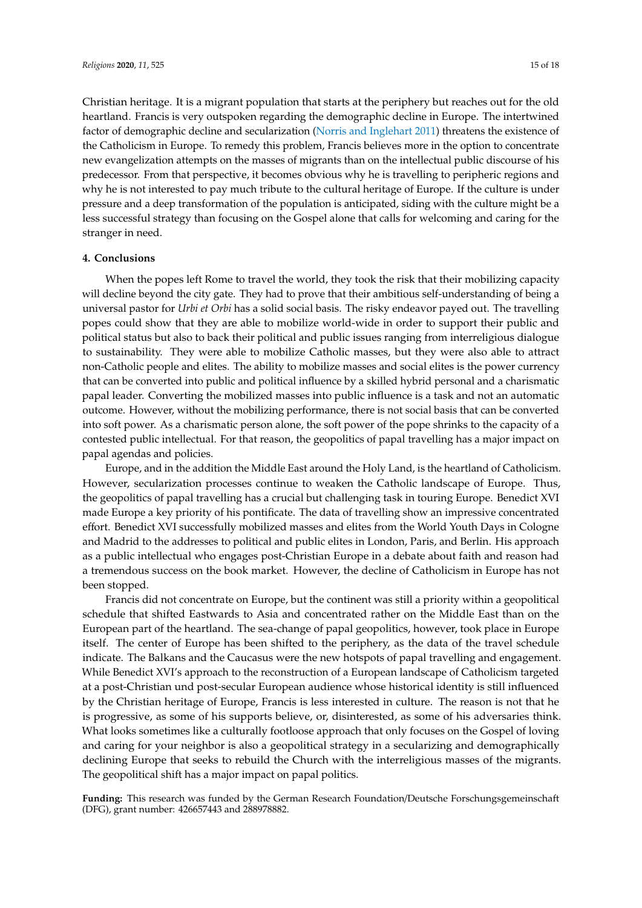Christian heritage. It is a migrant population that starts at the periphery but reaches out for the old heartland. Francis is very outspoken regarding the demographic decline in Europe. The intertwined factor of demographic decline and secularization (Norris and Inglehart 2011) threatens the existence of the Catholicism in Europe. To remedy this problem, Francis believes more in the option to concentrate new evangelization attempts on the masses of migrants than on the intellectual public discourse of his predecessor. From that perspective, it becomes obvious why he is travelling to peripheric regions and why he is not interested to pay much tribute to the cultural heritage of Europe. If the culture is under pressure and a deep transformation of the population is anticipated, siding with the culture might be a less successful strategy than focusing on the Gospel alone that calls for welcoming and caring for the stranger in need.

## 4. Conclusions

When the popes left Rome to travel the world, they took the risk that their mobilizing capacity will decline beyond the city gate. They had to prove that their ambitious self-understanding of being a universal pastor for *Urbi et Orbi* has a solid social basis. The risky endeavor payed out. The travelling popes could show that they are able to mobilize world-wide in order to support their public and political status but also to back their political and public issues ranging from interreligious dialogue to sustainability. They were able to mobilize Catholic masses, but they were also able to attract non-Catholic people and elites. The ability to mobilize masses and social elites is the power currency that can be converted into public and political influence by a skilled hybrid personal and a charismatic papal leader. Converting the mobilized masses into public influence is a task and not an automatic outcome. However, without the mobilizing performance, there is not social basis that can be converted into soft power. As a charismatic person alone, the soft power of the pope shrinks to the capacity of a contested public intellectual. For that reason, the geopolitics of papal travelling has a major impact on papal agendas and policies.

Europe, and in the addition the Middle East around the Holy Land, is the heartland of Catholicism. However, secularization processes continue to weaken the Catholic landscape of Europe. Thus, the geopolitics of papal travelling has a crucial but challenging task in touring Europe. Benedict XVI made Europe a key priority of his pontificate. The data of travelling show an impressive concentrated effort. Benedict XVI successfully mobilized masses and elites from the World Youth Days in Cologne and Madrid to the addresses to political and public elites in London, Paris, and Berlin. His approach as a public intellectual who engages post-Christian Europe in a debate about faith and reason had a tremendous success on the book market. However, the decline of Catholicism in Europe has not been stopped.

Francis did not concentrate on Europe, but the continent was still a priority within a geopolitical schedule that shifted Eastwards to Asia and concentrated rather on the Middle East than on the European part of the heartland. The sea-change of papal geopolitics, however, took place in Europe itself. The center of Europe has been shifted to the periphery, as the data of the travel schedule indicate. The Balkans and the Caucasus were the new hotspots of papal travelling and engagement. While Benedict XVI's approach to the reconstruction of a European landscape of Catholicism targeted at a post-Christian und post-secular European audience whose historical identity is still influenced by the Christian heritage of Europe, Francis is less interested in culture. The reason is not that he is progressive, as some of his supports believe, or, disinterested, as some of his adversaries think. What looks sometimes like a culturally footloose approach that only focuses on the Gospel of loving and caring for your neighbor is also a geopolitical strategy in a secularizing and demographically declining Europe that seeks to rebuild the Church with the interreligious masses of the migrants. The geopolitical shift has a major impact on papal politics.

**Funding:** This research was funded by the German Research Foundation/Deutsche Forschungsgemeinschaft (DFG), grant number: 426657443 and 288978882.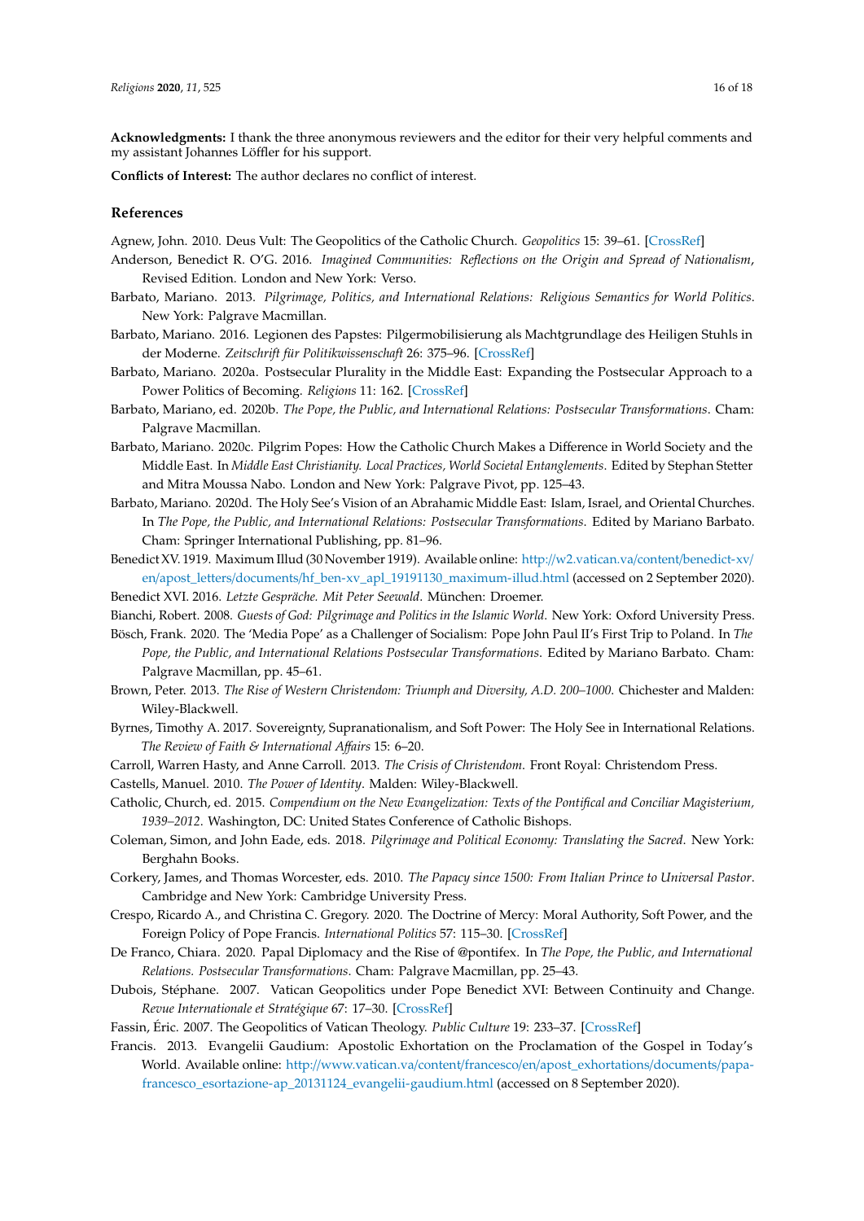**Acknowledgments:** I thank the three anonymous reviewers and the editor for their very helpful comments and my assistant Johannes Löffler for his support.

**Conflicts of Interest:** The author declares no conflict of interest.

## References

Agnew, John. 2010. Deus Vult: The Geopolitics of the Catholic Church. *Geopolitics* 15: 39–61. [CrossRef]

Anderson, Benedict R. O'G. 2016. *Imagined Communities: Reflections on the Origin and Spread of Nationalism*, Revised Edition. London and New York: Verso.

Barbato, Mariano. 2013. *Pilgrimage, Politics, and International Relations: Religious Semantics for World Politics*. New York: Palgrave Macmillan.

Barbato, Mariano. 2016. Legionen des Papstes: Pilgermobilisierung als Machtgrundlage des Heiligen Stuhls in der Moderne. *Zeitschrift für Politikwissenschaft* 26: 375–96. [CrossRef]

Barbato, Mariano. 2020a. Postsecular Plurality in the Middle East: Expanding the Postsecular Approach to a Power Politics of Becoming. *Religions* 11: 162. [CrossRef]

Barbato, Mariano, ed. 2020b. *The Pope, the Public, and International Relations: Postsecular Transformations*. Cham: Palgrave Macmillan.

Barbato, Mariano. 2020c. Pilgrim Popes: How the Catholic Church Makes a Difference in World Society and the Middle East. In *Middle East Christianity. Local Practices, World Societal Entanglements*. Edited by Stephan Stetter and Mitra Moussa Nabo. London and New York: Palgrave Pivot, pp. 125–43.

Barbato, Mariano. 2020d. The Holy See's Vision of an Abrahamic Middle East: Islam, Israel, and Oriental Churches. In *The Pope, the Public, and International Relations: Postsecular Transformations*. Edited by Mariano Barbato. Cham: Springer International Publishing, pp. 81–96.

Benedict XV. 1919. Maximum Illud (30 November 1919). Available online: http://w2.vatican.va/content/benedict-xv/en/apost_letters/documents/hf_ben-xv_apl_19191130_maximum-illud.html (accessed on 2 September 2020).

Benedict XVI. 2016. *Letzte Gespräche. Mit Peter Seewald*. München: Droemer.

Bianchi, Robert. 2008. *Guests of God: Pilgrimage and Politics in the Islamic World*. New York: Oxford University Press.

Bösch, Frank. 2020. The 'Media Pope' as a Challenger of Socialism: Pope John Paul II's First Trip to Poland. In *The Pope, the Public, and International Relations Postsecular Transformations*. Edited by Mariano Barbato. Cham: Palgrave Macmillan, pp. 45–61.

Brown, Peter. 2013. *The Rise of Western Christendom: Triumph and Diversity, A.D. 200–1000*. Chichester and Malden: Wiley-Blackwell.

Byrnes, Timothy A. 2017. Sovereignty, Supranationalism, and Soft Power: The Holy See in International Relations. *The Review of Faith & International Affairs* 15: 6–20.

Carroll, Warren Hasty, and Anne Carroll. 2013. *The Crisis of Christendom*. Front Royal: Christendom Press.

Castells, Manuel. 2010. *The Power of Identity*. Malden: Wiley-Blackwell.

Catholic, Church, ed. 2015. *Compendium on the New Evangelization: Texts of the Pontifical and Conciliar Magisterium, 1939–2012*. Washington, DC: United States Conference of Catholic Bishops.

Coleman, Simon, and John Eade, eds. 2018. *Pilgrimage and Political Economy: Translating the Sacred*. New York: Berghahn Books.

Corkery, James, and Thomas Worcester, eds. 2010. *The Papacy since 1500: From Italian Prince to Universal Pastor*. Cambridge and New York: Cambridge University Press.

Crespo, Ricardo A., and Christina C. Gregory. 2020. The Doctrine of Mercy: Moral Authority, Soft Power, and the Foreign Policy of Pope Francis. *International Politics* 57: 115–30. [CrossRef]

De Franco, Chiara. 2020. Papal Diplomacy and the Rise of @pontifex. In *The Pope, the Public, and International Relations. Postsecular Transformations*. Cham: Palgrave Macmillan, pp. 25–43.

Dubois, Stéphane. 2007. Vatican Geopolitics under Pope Benedict XVI: Between Continuity and Change. *Revue Internationale et Stratégique* 67: 17–30. [CrossRef]

Fassin, Éric. 2007. The Geopolitics of Vatican Theology. *Public Culture* 19: 233–37. [CrossRef]

Francis. 2013. Evangelii Gaudium: Apostolic Exhortation on the Proclamation of the Gospel in Today's World. Available online: http://www.vatican.va/content/francesco/en/apost_exhortations/documents/papa-francesco_esortazione-ap_20131124_evangelii-gaudium.html (accessed on 8 September 2020).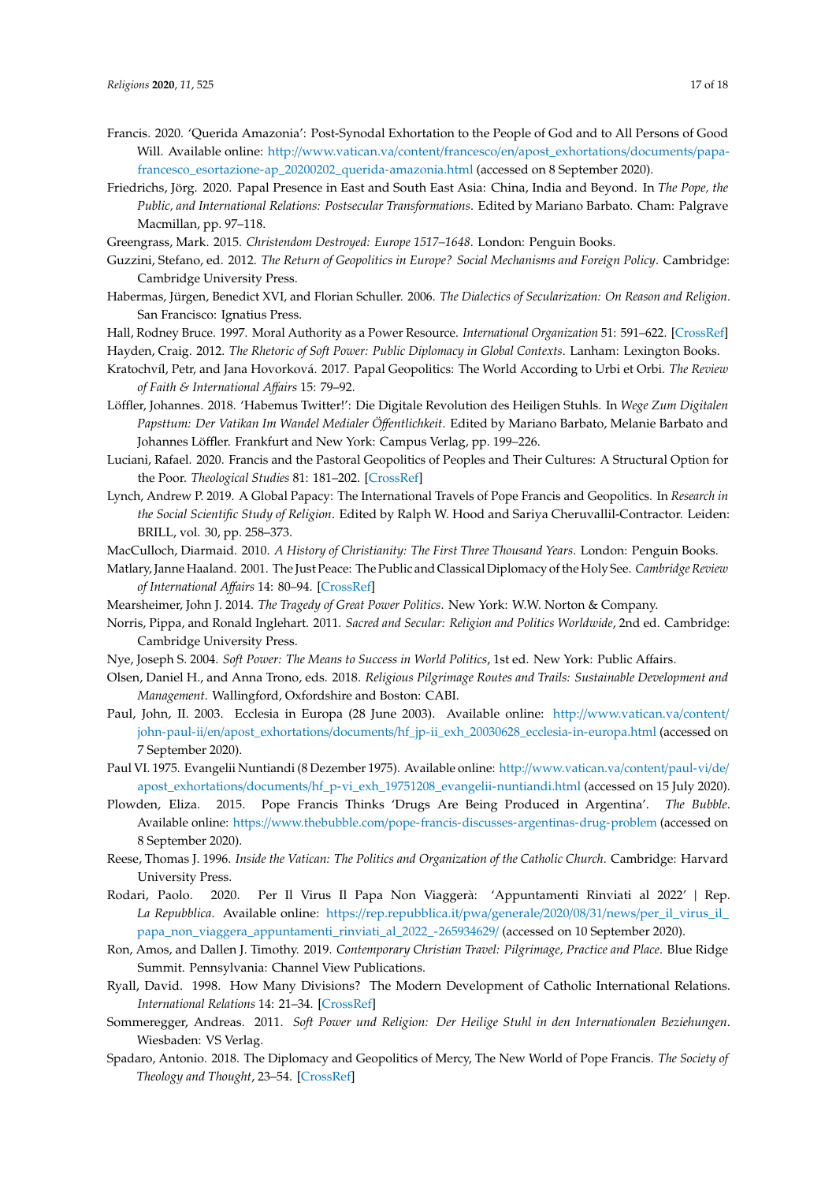Francis. 2020. 'Querida Amazonia': Post-Synodal Exhortation to the People of God and to All Persons of Good Will. Available online: http://www.vatican.va/content/francesco/en/apost_exhortations/documents/papa-francesco_esortazione-ap_20200202_querida-amazonia.html (accessed on 8 September 2020).

Friedrichs, Jörg. 2020. Papal Presence in East and South East Asia: China, India and Beyond. In *The Pope, the Public, and International Relations: Postsecular Transformations*. Edited by Mariano Barbato. Cham: Palgrave Macmillan, pp. 97–118.

Greengrass, Mark. 2015. *Christendom Destroyed: Europe 1517–1648*. London: Penguin Books.

Guzzini, Stefano, ed. 2012. *The Return of Geopolitics in Europe? Social Mechanisms and Foreign Policy*. Cambridge: Cambridge University Press.

Habermas, Jürgen, Benedict XVI, and Florian Schuller. 2006. *The Dialectics of Secularization: On Reason and Religion*. San Francisco: Ignatius Press.

Hall, Rodney Bruce. 1997. Moral Authority as a Power Resource. *International Organization* 51: 591–622. [CrossRef]

Hayden, Craig. 2012. *The Rhetoric of Soft Power: Public Diplomacy in Global Contexts*. Lanham: Lexington Books.

Kratochvíl, Petr, and Jana Hovorková. 2017. Papal Geopolitics: The World According to Urbi et Orbi. *The Review of Faith & International Affairs* 15: 79–92.

Löffler, Johannes. 2018. 'Habemus Twitter!': Die Digitale Revolution des Heiligen Stuhls. In *Wege Zum Digitalen Papsttum: Der Vatikan Im Wandel Medialer Öffentlichkeit*. Edited by Mariano Barbato, Melanie Barbato and Johannes Löffler. Frankfurt and New York: Campus Verlag, pp. 199–226.

Luciani, Rafael. 2020. Francis and the Pastoral Geopolitics of Peoples and Their Cultures: A Structural Option for the Poor. *Theological Studies* 81: 181–202. [CrossRef]

Lynch, Andrew P. 2019. A Global Papacy: The International Travels of Pope Francis and Geopolitics. In *Research in the Social Scientific Study of Religion*. Edited by Ralph W. Hood and Sariya Cheruvallil-Contractor. Leiden: BRILL, vol. 30, pp. 258–373.

MacCulloch, Diarmaid. 2010. *A History of Christianity: The First Three Thousand Years*. London: Penguin Books.

Matlary, Janne Haaland. 2001. The Just Peace: The Public and Classical Diplomacy of the Holy See. *Cambridge Review of International Affairs* 14: 80–94. [CrossRef]

Mearsheimer, John J. 2014. *The Tragedy of Great Power Politics*. New York: W.W. Norton & Company.

Norris, Pippa, and Ronald Inglehart. 2011. *Sacred and Secular: Religion and Politics Worldwide*, 2nd ed. Cambridge: Cambridge University Press.

Nye, Joseph S. 2004. *Soft Power: The Means to Success in World Politics*, 1st ed. New York: Public Affairs.

Olsen, Daniel H., and Anna Trono, eds. 2018. *Religious Pilgrimage Routes and Trails: Sustainable Development and Management*. Wallingford, Oxfordshire and Boston: CABI.

Paul, John, II. 2003. Ecclesia in Europa (28 June 2003). Available online: http://www.vatican.va/content/john-paul-ii/en/apost_exhortations/documents/hf_jp-ii_exh_20030628_ecclesia-in-europa.html (accessed on 7 September 2020).

Paul VI. 1975. Evangelii Nuntiandi (8 Dezember 1975). Available online: http://www.vatican.va/content/paul-vi/de/apost_exhortations/documents/hf_p-vi_exh_19751208_evangelii-nuntiandi.html (accessed on 15 July 2020).

Plowden, Eliza. 2015. Pope Francis Thinks 'Drugs Are Being Produced in Argentina'. *The Bubble*. Available online: https://www.thebubble.com/pope-francis-discusses-argentinas-drug-problem (accessed on 8 September 2020).

Reese, Thomas J. 1996. *Inside the Vatican: The Politics and Organization of the Catholic Church*. Cambridge: Harvard University Press.

Rodari, Paolo. 2020. Per Il Virus Il Papa Non Viaggerà: 'Appuntamenti Rinviati al 2022' | Rep. *La Repubblica*. Available online: https://rep.repubblica.it/pwa/generale/2020/08/31/news/per_il_virus_il_papa_non_viaggera_appuntamenti_rinviati_al_2022_-265934629/ (accessed on 10 September 2020).

Ron, Amos, and Dallen J. Timothy. 2019. *Contemporary Christian Travel: Pilgrimage, Practice and Place*. Blue Ridge Summit. Pennsylvania: Channel View Publications.

Ryall, David. 1998. How Many Divisions? The Modern Development of Catholic International Relations. *International Relations* 14: 21–34. [CrossRef]

Sommeregger, Andreas. 2011. *Soft Power und Religion: Der Heilige Stuhl in den Internationalen Beziehungen*. Wiesbaden: VS Verlag.

Spadaro, Antonio. 2018. The Diplomacy and Geopolitics of Mercy, The New World of Pope Francis. *The Society of Theology and Thought*, 23–54. [CrossRef]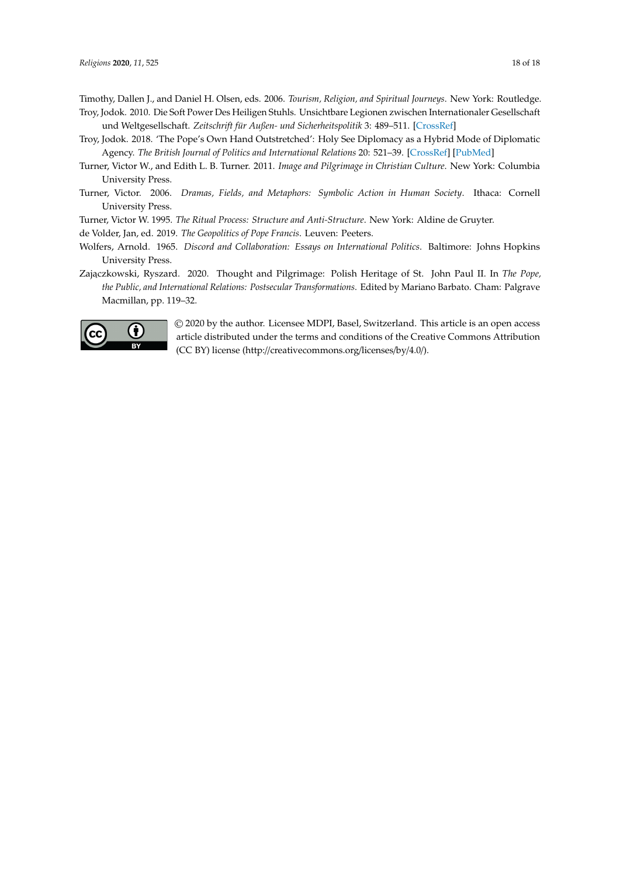Timothy, Dallen J., and Daniel H. Olsen, eds. 2006. *Tourism, Religion, and Spiritual Journeys*. New York: Routledge.

Troy, Jodok. 2010. Die Soft Power Des Heiligen Stuhls. Unsichtbare Legionen zwischen Internationaler Gesellschaft und Weltgesellschaft. *Zeitschrift für Außen- und Sicherheitspolitik* 3: 489–511. [CrossRef]

Troy, Jodok. 2018. 'The Pope's Own Hand Outstretched': Holy See Diplomacy as a Hybrid Mode of Diplomatic Agency. *The British Journal of Politics and International Relations* 20: 521–39. [CrossRef] [PubMed]

Turner, Victor W., and Edith L. B. Turner. 2011. *Image and Pilgrimage in Christian Culture*. New York: Columbia University Press.

Turner, Victor. 2006. *Dramas, Fields, and Metaphors: Symbolic Action in Human Society*. Ithaca: Cornell University Press.

Turner, Victor W. 1995. *The Ritual Process: Structure and Anti-Structure*. New York: Aldine de Gruyter.

de Volder, Jan, ed. 2019. *The Geopolitics of Pope Francis*. Leuven: Peeters.

Wolfers, Arnold. 1965. *Discord and Collaboration: Essays on International Politics*. Baltimore: Johns Hopkins University Press.

Zajączkowski, Ryszard. 2020. Thought and Pilgrimage: Polish Heritage of St. John Paul II. In *The Pope, the Public, and International Relations: Postsecular Transformations*. Edited by Mariano Barbato. Cham: Palgrave Macmillan, pp. 119–32.

© 2020 by the author. Licensee MDPI, Basel, Switzerland. This article is an open access article distributed under the terms and conditions of the Creative Commons Attribution (CC BY) license (http://creativecommons.org/licenses/by/4.0/).